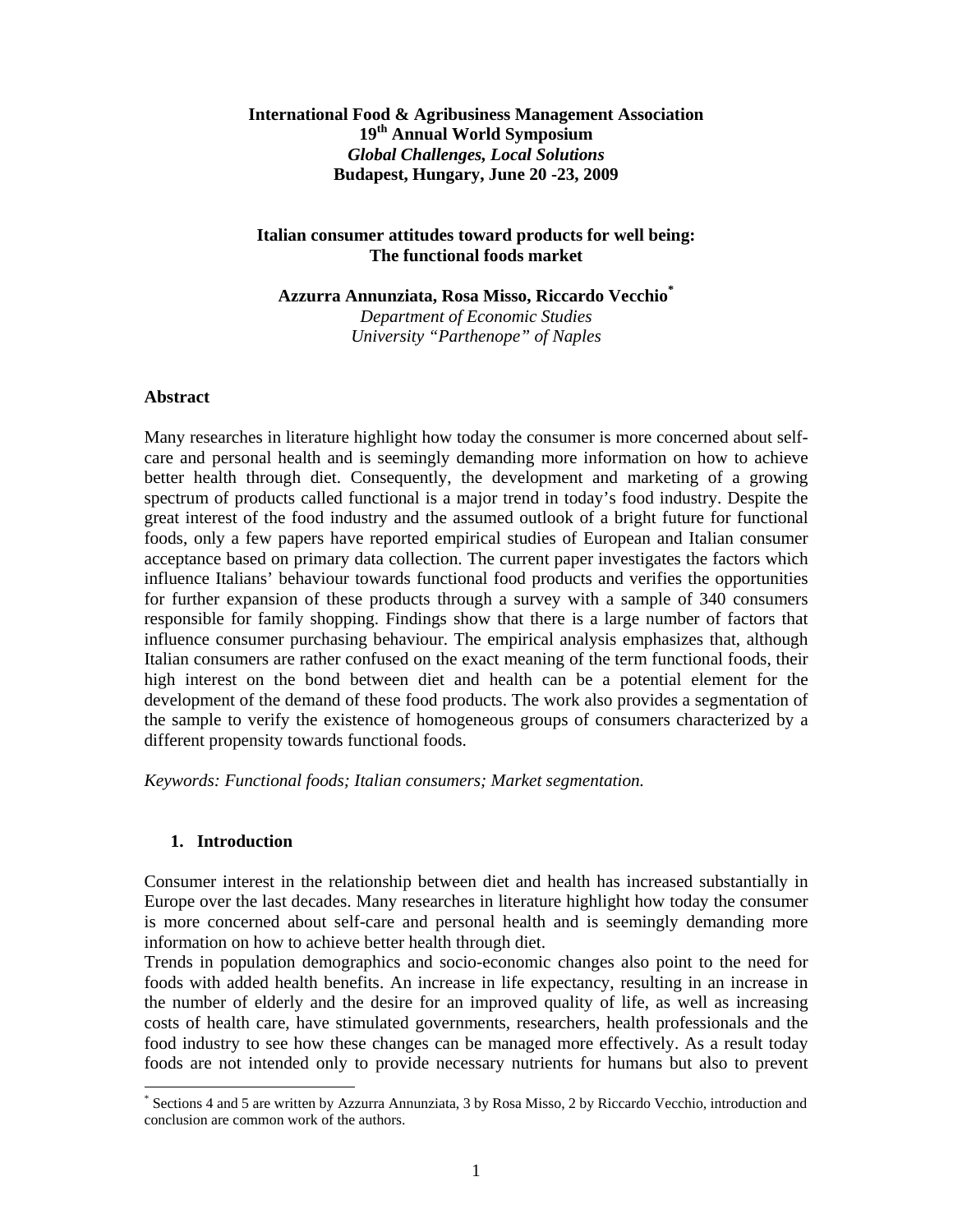**International Food & Agribusiness Management Association**
**19th Annual World Symposium**
***Global Challenges, Local Solutions***
**Budapest, Hungary, June 20 -23, 2009**

# Italian consumer attitudes toward products for well being: The functional foods market

**Azzurra Annunziata, Rosa Misso, Riccardo Vecchio**[*]

*Department of Economic Studies*
*University "Parthenope" of Naples*

## Abstract

Many researches in literature highlight how today the consumer is more concerned about self-care and personal health and is seemingly demanding more information on how to achieve better health through diet. Consequently, the development and marketing of a growing spectrum of products called functional is a major trend in today's food industry. Despite the great interest of the food industry and the assumed outlook of a bright future for functional foods, only a few papers have reported empirical studies of European and Italian consumer acceptance based on primary data collection. The current paper investigates the factors which influence Italians' behaviour towards functional food products and verifies the opportunities for further expansion of these products through a survey with a sample of 340 consumers responsible for family shopping. Findings show that there is a large number of factors that influence consumer purchasing behaviour. The empirical analysis emphasizes that, although Italian consumers are rather confused on the exact meaning of the term functional foods, their high interest on the bond between diet and health can be a potential element for the development of the demand of these food products. The work also provides a segmentation of the sample to verify the existence of homogeneous groups of consumers characterized by a different propensity towards functional foods.

*Keywords: Functional foods; Italian consumers; Market segmentation.*

## 1. Introduction

Consumer interest in the relationship between diet and health has increased substantially in Europe over the last decades. Many researches in literature highlight how today the consumer is more concerned about self-care and personal health and is seemingly demanding more information on how to achieve better health through diet.
Trends in population demographics and socio-economic changes also point to the need for foods with added health benefits. An increase in life expectancy, resulting in an increase in the number of elderly and the desire for an improved quality of life, as well as increasing costs of health care, have stimulated governments, researchers, health professionals and the food industry to see how these changes can be managed more effectively. As a result today foods are not intended only to provide necessary nutrients for humans but also to prevent

---

[*] Sections 4 and 5 are written by Azzurra Annunziata, 3 by Rosa Misso, 2 by Riccardo Vecchio, introduction and conclusion are common work of the authors.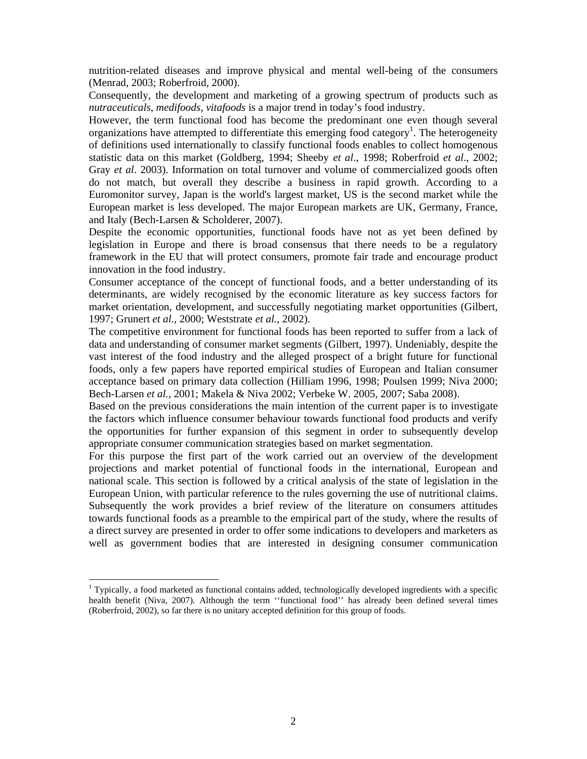nutrition-related diseases and improve physical and mental well-being of the consumers (Menrad, 2003; Roberfroid, 2000).

Consequently, the development and marketing of a growing spectrum of products such as *nutraceuticals*, *medifoods*, *vitafoods* is a major trend in today's food industry.

However, the term functional food has become the predominant one even though several organizations have attempted to differentiate this emerging food category[1]. The heterogeneity of definitions used internationally to classify functional foods enables to collect homogenous statistic data on this market (Goldberg, 1994; Sheeby *et al*., 1998; Roberfroid *et al*., 2002; Gray *et al*. 2003). Information on total turnover and volume of commercialized goods often do not match, but overall they describe a business in rapid growth. According to a Euromonitor survey, Japan is the world's largest market, US is the second market while the European market is less developed. The major European markets are UK, Germany, France, and Italy (Bech-Larsen & Scholderer, 2007).

Despite the economic opportunities, functional foods have not as yet been defined by legislation in Europe and there is broad consensus that there needs to be a regulatory framework in the EU that will protect consumers, promote fair trade and encourage product innovation in the food industry.

Consumer acceptance of the concept of functional foods, and a better understanding of its determinants, are widely recognised by the economic literature as key success factors for market orientation, development, and successfully negotiating market opportunities (Gilbert, 1997; Grunert *et al.*, 2000; Weststrate *et al.*, 2002).

The competitive environment for functional foods has been reported to suffer from a lack of data and understanding of consumer market segments (Gilbert, 1997). Undeniably, despite the vast interest of the food industry and the alleged prospect of a bright future for functional foods, only a few papers have reported empirical studies of European and Italian consumer acceptance based on primary data collection (Hilliam 1996, 1998; Poulsen 1999; Niva 2000; Bech-Larsen *et al.*, 2001; Makela & Niva 2002; Verbeke W. 2005, 2007; Saba 2008).

Based on the previous considerations the main intention of the current paper is to investigate the factors which influence consumer behaviour towards functional food products and verify the opportunities for further expansion of this segment in order to subsequently develop appropriate consumer communication strategies based on market segmentation.

For this purpose the first part of the work carried out an overview of the development projections and market potential of functional foods in the international, European and national scale. This section is followed by a critical analysis of the state of legislation in the European Union, with particular reference to the rules governing the use of nutritional claims. Subsequently the work provides a brief review of the literature on consumers attitudes towards functional foods as a preamble to the empirical part of the study, where the results of a direct survey are presented in order to offer some indications to developers and marketers as well as government bodies that are interested in designing consumer communication

---

[1] Typically, a food marketed as functional contains added, technologically developed ingredients with a specific health benefit (Niva, 2007). Although the term ''functional food'' has already been defined several times (Roberfroid, 2002), so far there is no unitary accepted definition for this group of foods.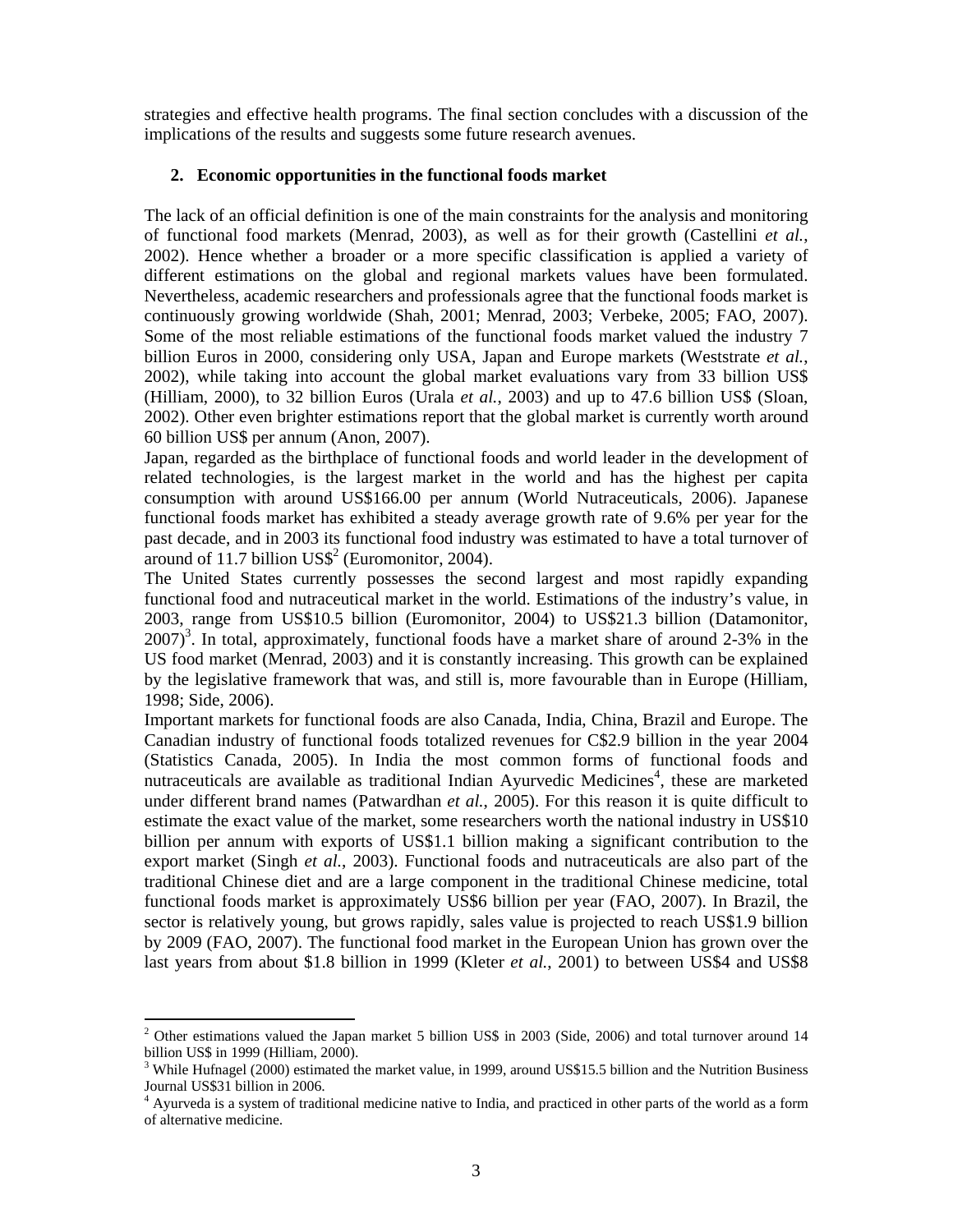strategies and effective health programs. The final section concludes with a discussion of the implications of the results and suggests some future research avenues.

## 2. Economic opportunities in the functional foods market

The lack of an official definition is one of the main constraints for the analysis and monitoring of functional food markets (Menrad, 2003), as well as for their growth (Castellini *et al.*, 2002). Hence whether a broader or a more specific classification is applied a variety of different estimations on the global and regional markets values have been formulated. Nevertheless, academic researchers and professionals agree that the functional foods market is continuously growing worldwide (Shah, 2001; Menrad, 2003; Verbeke, 2005; FAO, 2007). Some of the most reliable estimations of the functional foods market valued the industry 7 billion Euros in 2000, considering only USA, Japan and Europe markets (Weststrate *et al.*, 2002), while taking into account the global market evaluations vary from 33 billion US$ (Hilliam, 2000), to 32 billion Euros (Urala *et al.*, 2003) and up to 47.6 billion US$ (Sloan, 2002). Other even brighter estimations report that the global market is currently worth around 60 billion US$ per annum (Anon, 2007).

Japan, regarded as the birthplace of functional foods and world leader in the development of related technologies, is the largest market in the world and has the highest per capita consumption with around US$166.00 per annum (World Nutraceuticals, 2006). Japanese functional foods market has exhibited a steady average growth rate of 9.6% per year for the past decade, and in 2003 its functional food industry was estimated to have a total turnover of around of 11.7 billion US$[2] (Euromonitor, 2004).

The United States currently possesses the second largest and most rapidly expanding functional food and nutraceutical market in the world. Estimations of the industry's value, in 2003, range from US$10.5 billion (Euromonitor, 2004) to US$21.3 billion (Datamonitor, 2007)[3]. In total, approximately, functional foods have a market share of around 2-3% in the US food market (Menrad, 2003) and it is constantly increasing. This growth can be explained by the legislative framework that was, and still is, more favourable than in Europe (Hilliam, 1998; Side, 2006).

Important markets for functional foods are also Canada, India, China, Brazil and Europe. The Canadian industry of functional foods totalized revenues for C$2.9 billion in the year 2004 (Statistics Canada, 2005). In India the most common forms of functional foods and nutraceuticals are available as traditional Indian Ayurvedic Medicines[4], these are marketed under different brand names (Patwardhan *et al.*, 2005). For this reason it is quite difficult to estimate the exact value of the market, some researchers worth the national industry in US$10 billion per annum with exports of US$1.1 billion making a significant contribution to the export market (Singh *et al.*, 2003). Functional foods and nutraceuticals are also part of the traditional Chinese diet and are a large component in the traditional Chinese medicine, total functional foods market is approximately US$6 billion per year (FAO, 2007). In Brazil, the sector is relatively young, but grows rapidly, sales value is projected to reach US$1.9 billion by 2009 (FAO, 2007). The functional food market in the European Union has grown over the last years from about $1.8 billion in 1999 (Kleter *et al.*, 2001) to between US$4 and US$8

---

[2] Other estimations valued the Japan market 5 billion US$ in 2003 (Side, 2006) and total turnover around 14 billion US$ in 1999 (Hilliam, 2000).

[3] While Hufnagel (2000) estimated the market value, in 1999, around US$15.5 billion and the Nutrition Business Journal US$31 billion in 2006.

[4] Ayurveda is a system of traditional medicine native to India, and practiced in other parts of the world as a form of alternative medicine.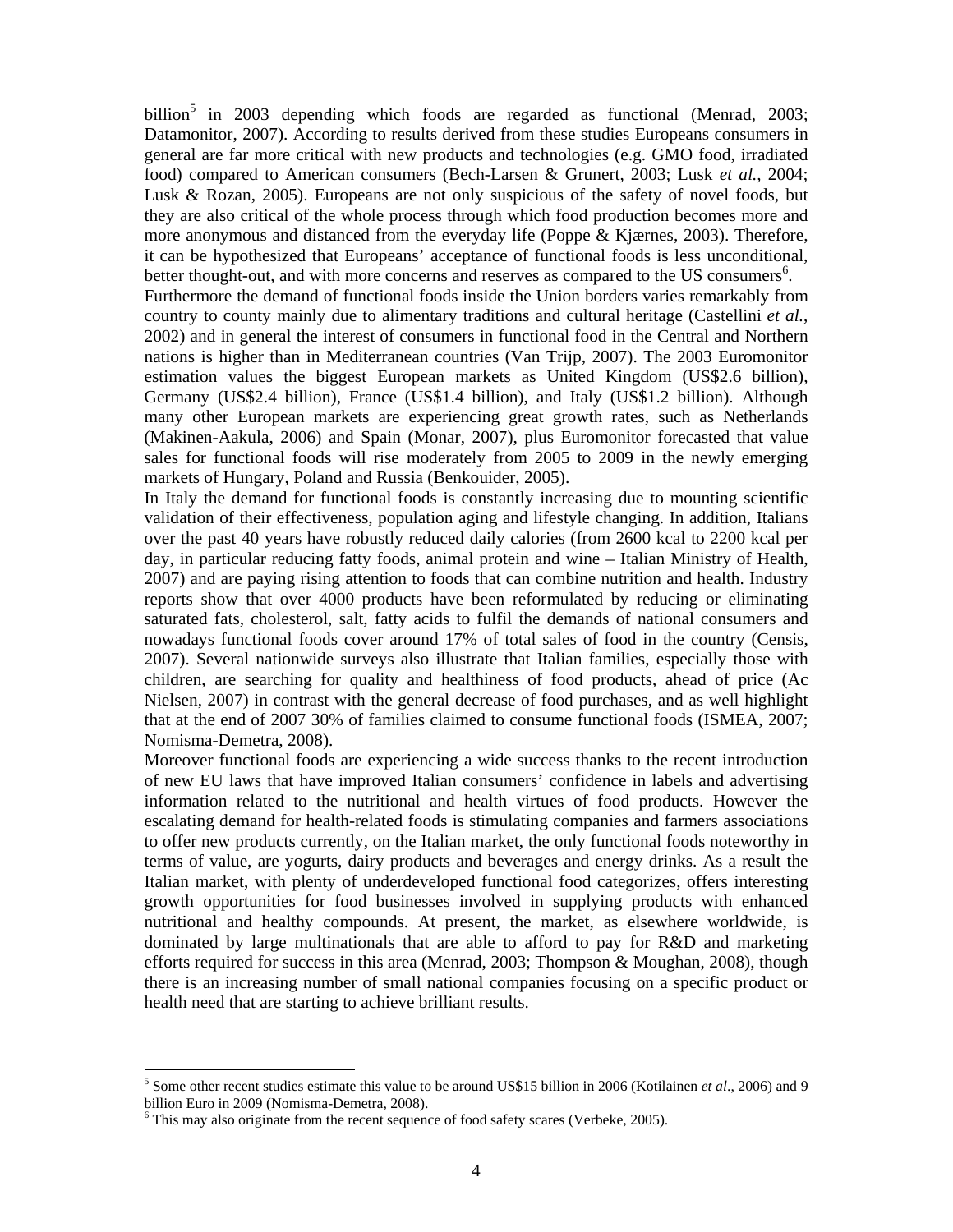billion[5] in 2003 depending which foods are regarded as functional (Menrad, 2003; Datamonitor, 2007). According to results derived from these studies Europeans consumers in general are far more critical with new products and technologies (e.g. GMO food, irradiated food) compared to American consumers (Bech-Larsen & Grunert, 2003; Lusk *et al.*, 2004; Lusk & Rozan, 2005). Europeans are not only suspicious of the safety of novel foods, but they are also critical of the whole process through which food production becomes more and more anonymous and distanced from the everyday life (Poppe & Kjærnes, 2003). Therefore, it can be hypothesized that Europeans' acceptance of functional foods is less unconditional, better thought-out, and with more concerns and reserves as compared to the US consumers[6].

Furthermore the demand of functional foods inside the Union borders varies remarkably from country to county mainly due to alimentary traditions and cultural heritage (Castellini *et al.*, 2002) and in general the interest of consumers in functional food in the Central and Northern nations is higher than in Mediterranean countries (Van Trijp, 2007). The 2003 Euromonitor estimation values the biggest European markets as United Kingdom (US$2.6 billion), Germany (US$2.4 billion), France (US$1.4 billion), and Italy (US$1.2 billion). Although many other European markets are experiencing great growth rates, such as Netherlands (Makinen-Aakula, 2006) and Spain (Monar, 2007), plus Euromonitor forecasted that value sales for functional foods will rise moderately from 2005 to 2009 in the newly emerging markets of Hungary, Poland and Russia (Benkouider, 2005).

In Italy the demand for functional foods is constantly increasing due to mounting scientific validation of their effectiveness, population aging and lifestyle changing. In addition, Italians over the past 40 years have robustly reduced daily calories (from 2600 kcal to 2200 kcal per day, in particular reducing fatty foods, animal protein and wine – Italian Ministry of Health, 2007) and are paying rising attention to foods that can combine nutrition and health. Industry reports show that over 4000 products have been reformulated by reducing or eliminating saturated fats, cholesterol, salt, fatty acids to fulfil the demands of national consumers and nowadays functional foods cover around 17% of total sales of food in the country (Censis, 2007). Several nationwide surveys also illustrate that Italian families, especially those with children, are searching for quality and healthiness of food products, ahead of price (Ac Nielsen, 2007) in contrast with the general decrease of food purchases, and as well highlight that at the end of 2007 30% of families claimed to consume functional foods (ISMEA, 2007; Nomisma-Demetra, 2008).

Moreover functional foods are experiencing a wide success thanks to the recent introduction of new EU laws that have improved Italian consumers' confidence in labels and advertising information related to the nutritional and health virtues of food products. However the escalating demand for health-related foods is stimulating companies and farmers associations to offer new products currently, on the Italian market, the only functional foods noteworthy in terms of value, are yogurts, dairy products and beverages and energy drinks. As a result the Italian market, with plenty of underdeveloped functional food categorizes, offers interesting growth opportunities for food businesses involved in supplying products with enhanced nutritional and healthy compounds. At present, the market, as elsewhere worldwide, is dominated by large multinationals that are able to afford to pay for R&D and marketing efforts required for success in this area (Menrad, 2003; Thompson & Moughan, 2008), though there is an increasing number of small national companies focusing on a specific product or health need that are starting to achieve brilliant results.

---

[5] Some other recent studies estimate this value to be around US$15 billion in 2006 (Kotilainen *et al.*, 2006) and 9 billion Euro in 2009 (Nomisma-Demetra, 2008).

[6] This may also originate from the recent sequence of food safety scares (Verbeke, 2005).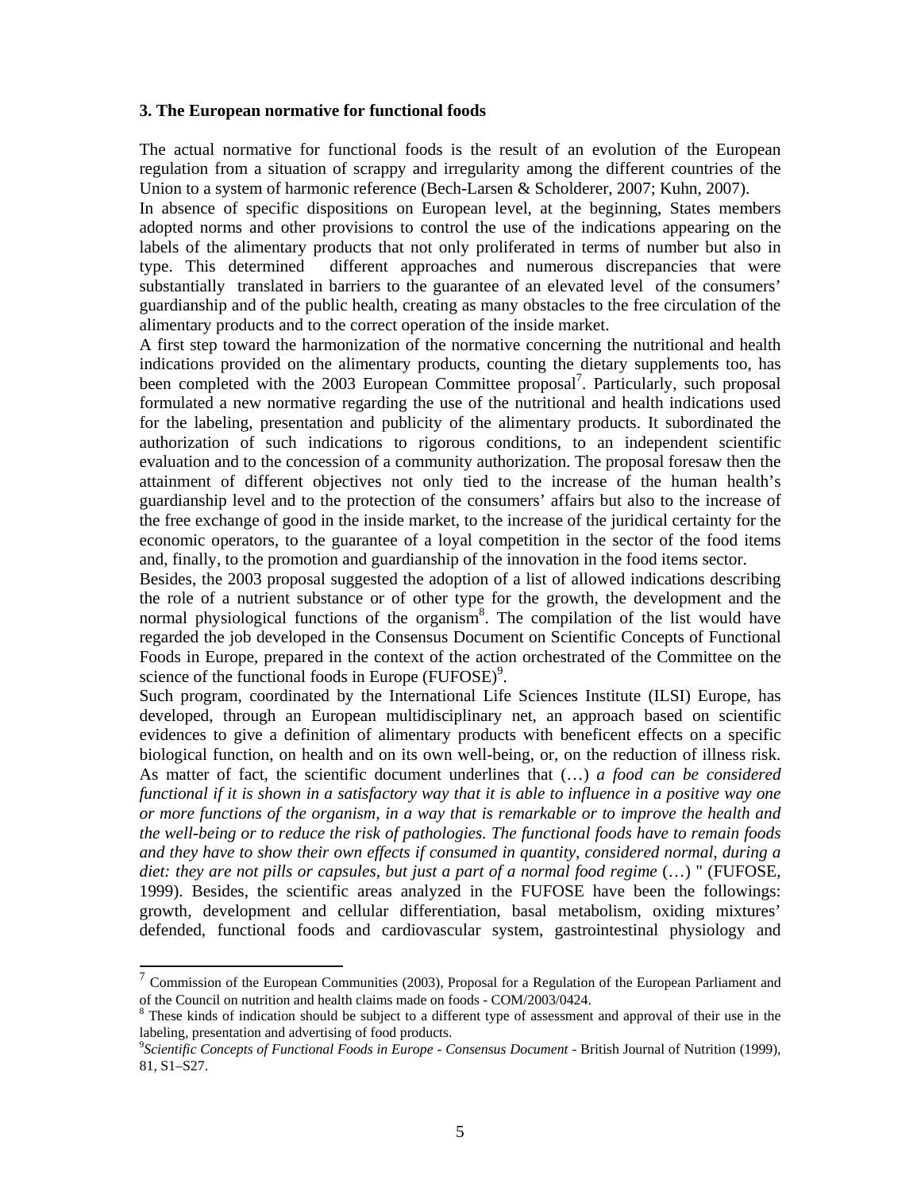### 3. The European normative for functional foods

The actual normative for functional foods is the result of an evolution of the European regulation from a situation of scrappy and irregularity among the different countries of the Union to a system of harmonic reference (Bech-Larsen & Scholderer, 2007; Kuhn, 2007).

In absence of specific dispositions on European level, at the beginning, States members adopted norms and other provisions to control the use of the indications appearing on the labels of the alimentary products that not only proliferated in terms of number but also in type. This determined different approaches and numerous discrepancies that were substantially translated in barriers to the guarantee of an elevated level of the consumers' guardianship and of the public health, creating as many obstacles to the free circulation of the alimentary products and to the correct operation of the inside market.

A first step toward the harmonization of the normative concerning the nutritional and health indications provided on the alimentary products, counting the dietary supplements too, has been completed with the 2003 European Committee proposal[7]. Particularly, such proposal formulated a new normative regarding the use of the nutritional and health indications used for the labeling, presentation and publicity of the alimentary products. It subordinated the authorization of such indications to rigorous conditions, to an independent scientific evaluation and to the concession of a community authorization. The proposal foresaw then the attainment of different objectives not only tied to the increase of the human health's guardianship level and to the protection of the consumers' affairs but also to the increase of the free exchange of good in the inside market, to the increase of the juridical certainty for the economic operators, to the guarantee of a loyal competition in the sector of the food items and, finally, to the promotion and guardianship of the innovation in the food items sector.

Besides, the 2003 proposal suggested the adoption of a list of allowed indications describing the role of a nutrient substance or of other type for the growth, the development and the normal physiological functions of the organism[8]. The compilation of the list would have regarded the job developed in the Consensus Document on Scientific Concepts of Functional Foods in Europe, prepared in the context of the action orchestrated of the Committee on the science of the functional foods in Europe (FUFOSE)[9].

Such program, coordinated by the International Life Sciences Institute (ILSI) Europe, has developed, through an European multidisciplinary net, an approach based on scientific evidences to give a definition of alimentary products with beneficent effects on a specific biological function, on health and on its own well-being, or, on the reduction of illness risk. As matter of fact, the scientific document underlines that (…) *a food can be considered functional if it is shown in a satisfactory way that it is able to influence in a positive way one or more functions of the organism, in a way that is remarkable or to improve the health and the well-being or to reduce the risk of pathologies. The functional foods have to remain foods and they have to show their own effects if consumed in quantity, considered normal, during a diet: they are not pills or capsules, but just a part of a normal food regime* (…) " (FUFOSE, 1999). Besides, the scientific areas analyzed in the FUFOSE have been the followings: growth, development and cellular differentiation, basal metabolism, oxiding mixtures' defended, functional foods and cardiovascular system, gastrointestinal physiology and

---

[7] Commission of the European Communities (2003), Proposal for a Regulation of the European Parliament and of the Council on nutrition and health claims made on foods - COM/2003/0424.

[8] These kinds of indication should be subject to a different type of assessment and approval of their use in the labeling, presentation and advertising of food products.

[9] *Scientific Concepts of Functional Foods in Europe - Consensus Document* - British Journal of Nutrition (1999), 81, S1–S27.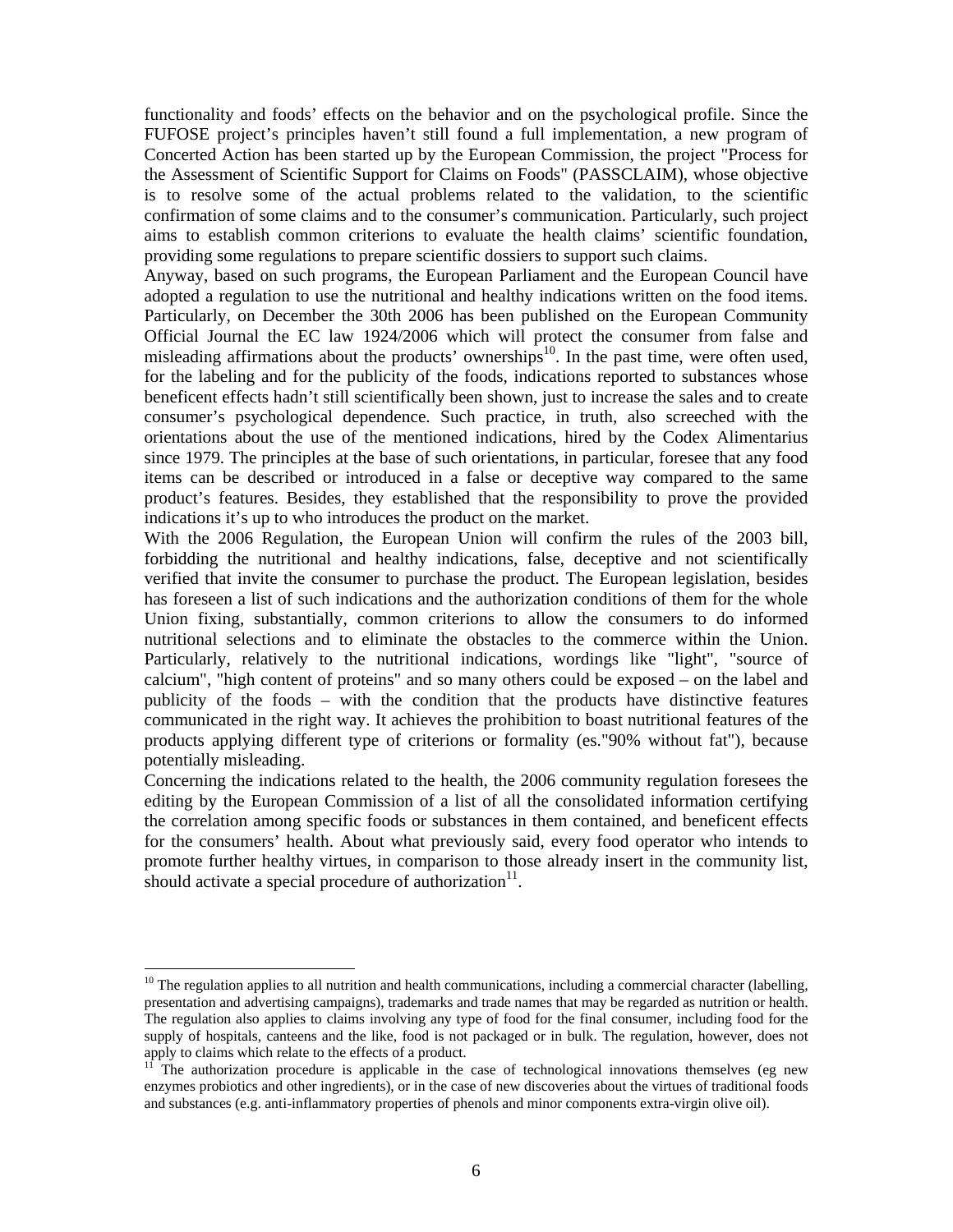functionality and foods' effects on the behavior and on the psychological profile. Since the FUFOSE project's principles haven't still found a full implementation, a new program of Concerted Action has been started up by the European Commission, the project "Process for the Assessment of Scientific Support for Claims on Foods" (PASSCLAIM), whose objective is to resolve some of the actual problems related to the validation, to the scientific confirmation of some claims and to the consumer's communication. Particularly, such project aims to establish common criterions to evaluate the health claims' scientific foundation, providing some regulations to prepare scientific dossiers to support such claims.

Anyway, based on such programs, the European Parliament and the European Council have adopted a regulation to use the nutritional and healthy indications written on the food items. Particularly, on December the 30th 2006 has been published on the European Community Official Journal the EC law 1924/2006 which will protect the consumer from false and misleading affirmations about the products' ownerships[10]. In the past time, were often used, for the labeling and for the publicity of the foods, indications reported to substances whose beneficent effects hadn't still scientifically been shown, just to increase the sales and to create consumer's psychological dependence. Such practice, in truth, also screeched with the orientations about the use of the mentioned indications, hired by the Codex Alimentarius since 1979. The principles at the base of such orientations, in particular, foresee that any food items can be described or introduced in a false or deceptive way compared to the same product's features. Besides, they established that the responsibility to prove the provided indications it's up to who introduces the product on the market.

With the 2006 Regulation, the European Union will confirm the rules of the 2003 bill, forbidding the nutritional and healthy indications, false, deceptive and not scientifically verified that invite the consumer to purchase the product. The European legislation, besides has foreseen a list of such indications and the authorization conditions of them for the whole Union fixing, substantially, common criterions to allow the consumers to do informed nutritional selections and to eliminate the obstacles to the commerce within the Union. Particularly, relatively to the nutritional indications, wordings like "light", "source of calcium", "high content of proteins" and so many others could be exposed – on the label and publicity of the foods – with the condition that the products have distinctive features communicated in the right way. It achieves the prohibition to boast nutritional features of the products applying different type of criterions or formality (es."90% without fat"), because potentially misleading.

Concerning the indications related to the health, the 2006 community regulation foresees the editing by the European Commission of a list of all the consolidated information certifying the correlation among specific foods or substances in them contained, and beneficent effects for the consumers' health. About what previously said, every food operator who intends to promote further healthy virtues, in comparison to those already insert in the community list, should activate a special procedure of authorization[11].

---

[10] The regulation applies to all nutrition and health communications, including a commercial character (labelling, presentation and advertising campaigns), trademarks and trade names that may be regarded as nutrition or health. The regulation also applies to claims involving any type of food for the final consumer, including food for the supply of hospitals, canteens and the like, food is not packaged or in bulk. The regulation, however, does not apply to claims which relate to the effects of a product.

[11] The authorization procedure is applicable in the case of technological innovations themselves (eg new enzymes probiotics and other ingredients), or in the case of new discoveries about the virtues of traditional foods and substances (e.g. anti-inflammatory properties of phenols and minor components extra-virgin olive oil).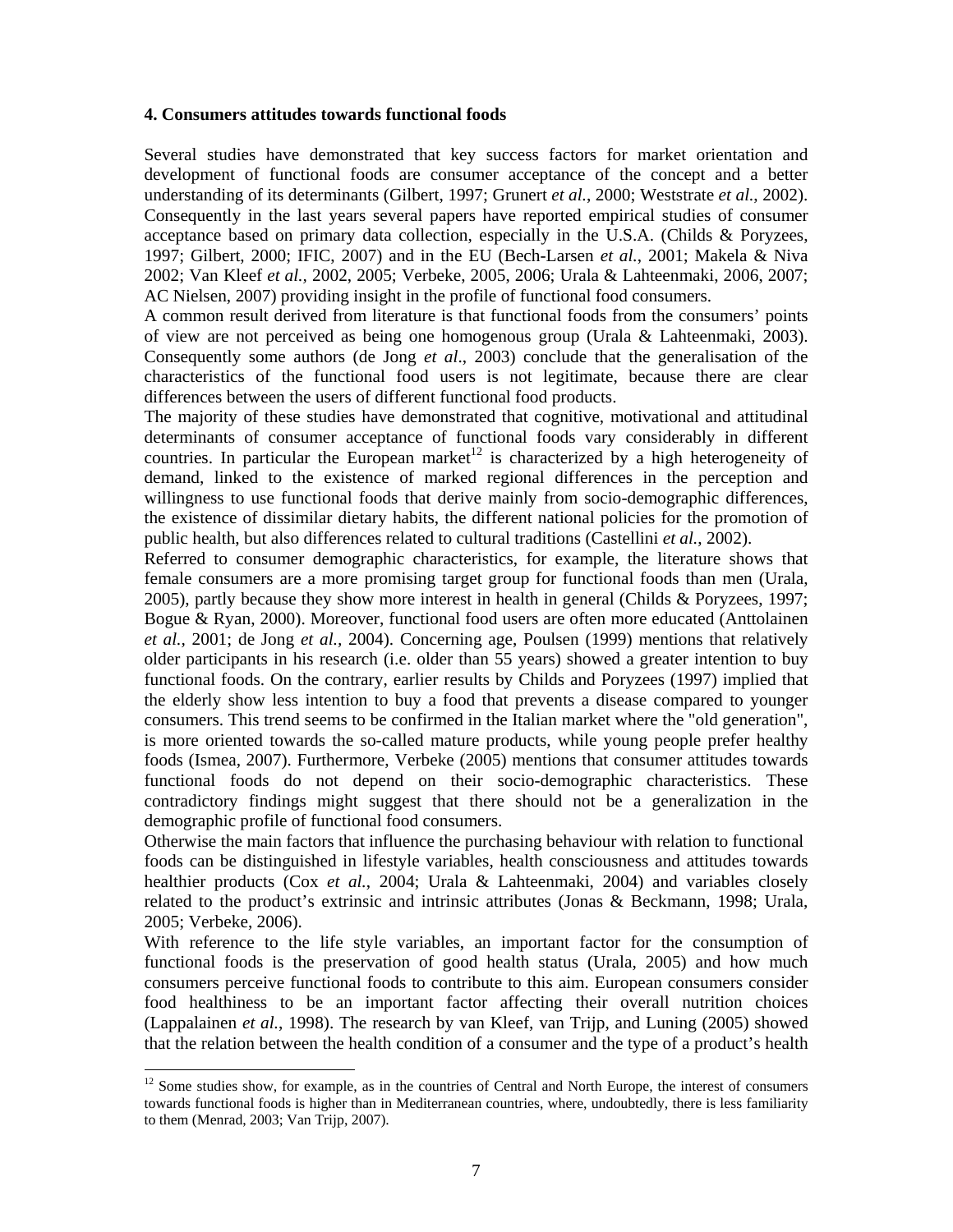## 4. Consumers attitudes towards functional foods

Several studies have demonstrated that key success factors for market orientation and development of functional foods are consumer acceptance of the concept and a better understanding of its determinants (Gilbert, 1997; Grunert *et al.*, 2000; Weststrate *et al.*, 2002). Consequently in the last years several papers have reported empirical studies of consumer acceptance based on primary data collection, especially in the U.S.A. (Childs & Poryzees, 1997; Gilbert, 2000; IFIC, 2007) and in the EU (Bech-Larsen *et al.*, 2001; Makela & Niva 2002; Van Kleef *et al.*, 2002, 2005; Verbeke, 2005, 2006; Urala & Lahteenmaki, 2006, 2007; AC Nielsen, 2007) providing insight in the profile of functional food consumers.

A common result derived from literature is that functional foods from the consumers' points of view are not perceived as being one homogenous group (Urala & Lahteenmaki, 2003). Consequently some authors (de Jong *et al*., 2003) conclude that the generalisation of the characteristics of the functional food users is not legitimate, because there are clear differences between the users of different functional food products.

The majority of these studies have demonstrated that cognitive, motivational and attitudinal determinants of consumer acceptance of functional foods vary considerably in different countries. In particular the European market[12] is characterized by a high heterogeneity of demand, linked to the existence of marked regional differences in the perception and willingness to use functional foods that derive mainly from socio-demographic differences, the existence of dissimilar dietary habits, the different national policies for the promotion of public health, but also differences related to cultural traditions (Castellini *et al.*, 2002).

Referred to consumer demographic characteristics, for example, the literature shows that female consumers are a more promising target group for functional foods than men (Urala, 2005), partly because they show more interest in health in general (Childs & Poryzees, 1997; Bogue & Ryan, 2000). Moreover, functional food users are often more educated (Anttolainen *et al.*, 2001; de Jong *et al.*, 2004). Concerning age, Poulsen (1999) mentions that relatively older participants in his research (i.e. older than 55 years) showed a greater intention to buy functional foods. On the contrary, earlier results by Childs and Poryzees (1997) implied that the elderly show less intention to buy a food that prevents a disease compared to younger consumers. This trend seems to be confirmed in the Italian market where the "old generation", is more oriented towards the so-called mature products, while young people prefer healthy foods (Ismea, 2007). Furthermore, Verbeke (2005) mentions that consumer attitudes towards functional foods do not depend on their socio-demographic characteristics. These contradictory findings might suggest that there should not be a generalization in the demographic profile of functional food consumers.

Otherwise the main factors that influence the purchasing behaviour with relation to functional foods can be distinguished in lifestyle variables, health consciousness and attitudes towards healthier products (Cox *et al.*, 2004; Urala & Lahteenmaki, 2004) and variables closely related to the product's extrinsic and intrinsic attributes (Jonas & Beckmann, 1998; Urala, 2005; Verbeke, 2006).

With reference to the life style variables, an important factor for the consumption of functional foods is the preservation of good health status (Urala, 2005) and how much consumers perceive functional foods to contribute to this aim. European consumers consider food healthiness to be an important factor affecting their overall nutrition choices (Lappalainen *et al.*, 1998). The research by van Kleef, van Trijp, and Luning (2005) showed that the relation between the health condition of a consumer and the type of a product's health

---

[12] Some studies show, for example, as in the countries of Central and North Europe, the interest of consumers towards functional foods is higher than in Mediterranean countries, where, undoubtedly, there is less familiarity to them (Menrad, 2003; Van Trijp, 2007).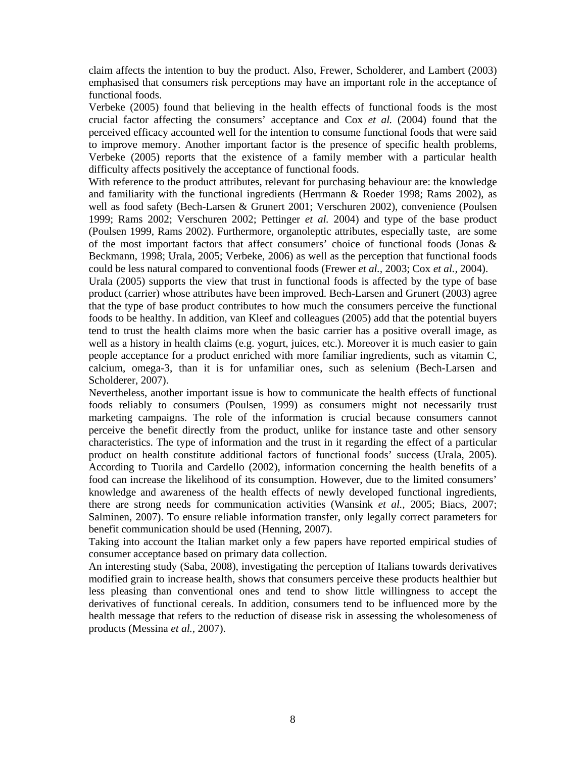claim affects the intention to buy the product. Also, Frewer, Scholderer, and Lambert (2003) emphasised that consumers risk perceptions may have an important role in the acceptance of functional foods.

Verbeke (2005) found that believing in the health effects of functional foods is the most crucial factor affecting the consumers' acceptance and Cox *et al.* (2004) found that the perceived efficacy accounted well for the intention to consume functional foods that were said to improve memory. Another important factor is the presence of specific health problems, Verbeke (2005) reports that the existence of a family member with a particular health difficulty affects positively the acceptance of functional foods.

With reference to the product attributes, relevant for purchasing behaviour are: the knowledge and familiarity with the functional ingredients (Herrmann & Roeder 1998; Rams 2002), as well as food safety (Bech-Larsen & Grunert 2001; Verschuren 2002), convenience (Poulsen 1999; Rams 2002; Verschuren 2002; Pettinger *et al.* 2004) and type of the base product (Poulsen 1999, Rams 2002). Furthermore, organoleptic attributes, especially taste, are some of the most important factors that affect consumers' choice of functional foods (Jonas & Beckmann, 1998; Urala, 2005; Verbeke, 2006) as well as the perception that functional foods could be less natural compared to conventional foods (Frewer *et al.*, 2003; Cox *et al.*, 2004).

Urala (2005) supports the view that trust in functional foods is affected by the type of base product (carrier) whose attributes have been improved. Bech-Larsen and Grunert (2003) agree that the type of base product contributes to how much the consumers perceive the functional foods to be healthy. In addition, van Kleef and colleagues (2005) add that the potential buyers tend to trust the health claims more when the basic carrier has a positive overall image, as well as a history in health claims (e.g. yogurt, juices, etc.). Moreover it is much easier to gain people acceptance for a product enriched with more familiar ingredients, such as vitamin C, calcium, omega-3, than it is for unfamiliar ones, such as selenium (Bech-Larsen and Scholderer, 2007).

Nevertheless, another important issue is how to communicate the health effects of functional foods reliably to consumers (Poulsen, 1999) as consumers might not necessarily trust marketing campaigns. The role of the information is crucial because consumers cannot perceive the benefit directly from the product, unlike for instance taste and other sensory characteristics. The type of information and the trust in it regarding the effect of a particular product on health constitute additional factors of functional foods' success (Urala, 2005). According to Tuorila and Cardello (2002), information concerning the health benefits of a food can increase the likelihood of its consumption. However, due to the limited consumers' knowledge and awareness of the health effects of newly developed functional ingredients, there are strong needs for communication activities (Wansink *et al.*, 2005; Biacs, 2007; Salminen, 2007). To ensure reliable information transfer, only legally correct parameters for benefit communication should be used (Henning, 2007).

Taking into account the Italian market only a few papers have reported empirical studies of consumer acceptance based on primary data collection.

An interesting study (Saba, 2008), investigating the perception of Italians towards derivatives modified grain to increase health, shows that consumers perceive these products healthier but less pleasing than conventional ones and tend to show little willingness to accept the derivatives of functional cereals. In addition, consumers tend to be influenced more by the health message that refers to the reduction of disease risk in assessing the wholesomeness of products (Messina *et al.*, 2007).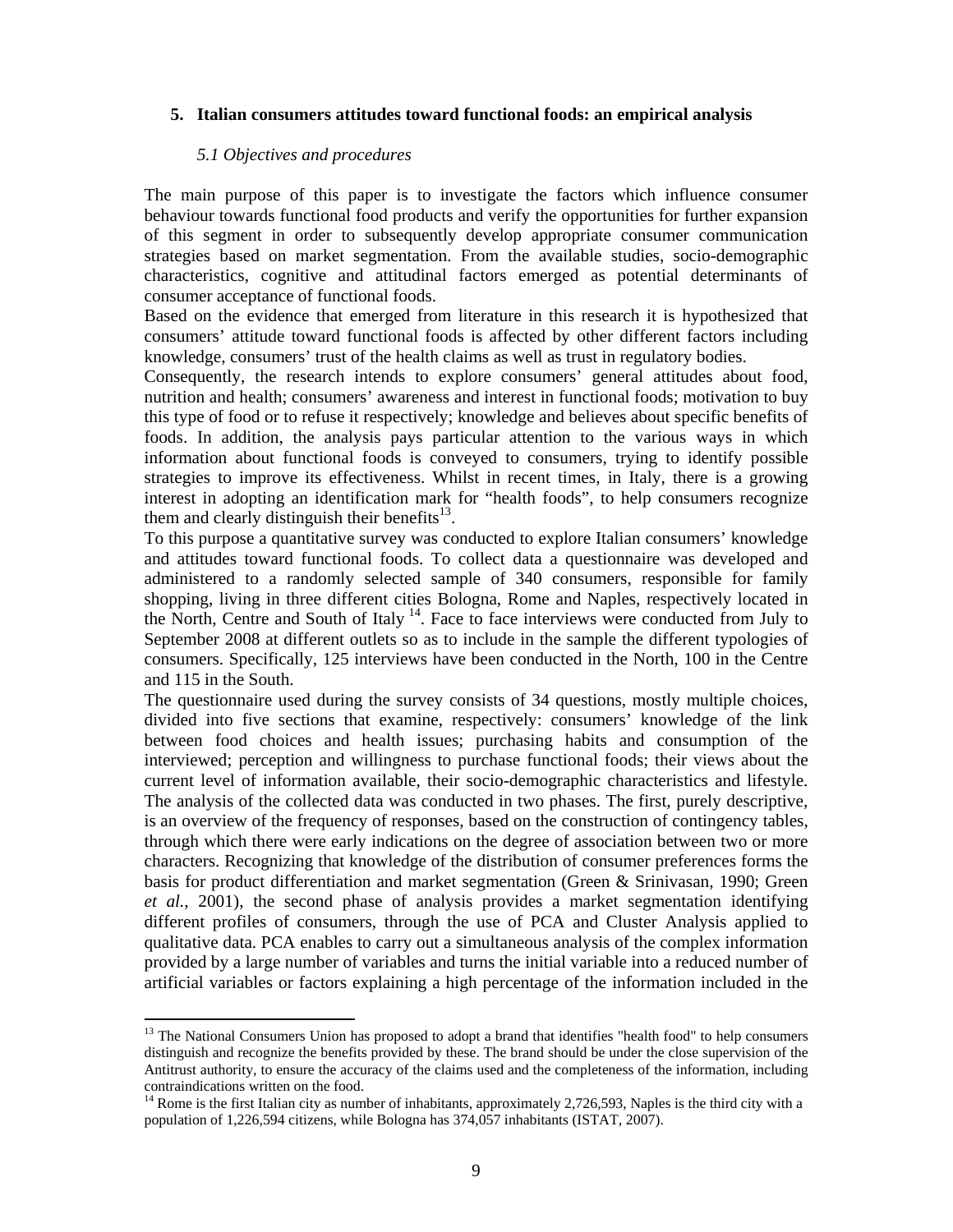## 5. Italian consumers attitudes toward functional foods: an empirical analysis

### *5.1 Objectives and procedures*

The main purpose of this paper is to investigate the factors which influence consumer behaviour towards functional food products and verify the opportunities for further expansion of this segment in order to subsequently develop appropriate consumer communication strategies based on market segmentation. From the available studies, socio-demographic characteristics, cognitive and attitudinal factors emerged as potential determinants of consumer acceptance of functional foods.

Based on the evidence that emerged from literature in this research it is hypothesized that consumers' attitude toward functional foods is affected by other different factors including knowledge, consumers' trust of the health claims as well as trust in regulatory bodies.

Consequently, the research intends to explore consumers' general attitudes about food, nutrition and health; consumers' awareness and interest in functional foods; motivation to buy this type of food or to refuse it respectively; knowledge and believes about specific benefits of foods. In addition, the analysis pays particular attention to the various ways in which information about functional foods is conveyed to consumers, trying to identify possible strategies to improve its effectiveness. Whilst in recent times, in Italy, there is a growing interest in adopting an identification mark for "health foods", to help consumers recognize them and clearly distinguish their benefits[13].

To this purpose a quantitative survey was conducted to explore Italian consumers' knowledge and attitudes toward functional foods. To collect data a questionnaire was developed and administered to a randomly selected sample of 340 consumers, responsible for family shopping, living in three different cities Bologna, Rome and Naples, respectively located in the North, Centre and South of Italy [14]. Face to face interviews were conducted from July to September 2008 at different outlets so as to include in the sample the different typologies of consumers. Specifically, 125 interviews have been conducted in the North, 100 in the Centre and 115 in the South.

The questionnaire used during the survey consists of 34 questions, mostly multiple choices, divided into five sections that examine, respectively: consumers' knowledge of the link between food choices and health issues; purchasing habits and consumption of the interviewed; perception and willingness to purchase functional foods; their views about the current level of information available, their socio-demographic characteristics and lifestyle.

The analysis of the collected data was conducted in two phases. The first, purely descriptive, is an overview of the frequency of responses, based on the construction of contingency tables, through which there were early indications on the degree of association between two or more characters. Recognizing that knowledge of the distribution of consumer preferences forms the basis for product differentiation and market segmentation (Green & Srinivasan, 1990; Green *et al.*, 2001), the second phase of analysis provides a market segmentation identifying different profiles of consumers, through the use of PCA and Cluster Analysis applied to qualitative data. PCA enables to carry out a simultaneous analysis of the complex information provided by a large number of variables and turns the initial variable into a reduced number of artificial variables or factors explaining a high percentage of the information included in the

---

[13] The National Consumers Union has proposed to adopt a brand that identifies "health food" to help consumers distinguish and recognize the benefits provided by these. The brand should be under the close supervision of the Antitrust authority, to ensure the accuracy of the claims used and the completeness of the information, including contraindications written on the food.

[14] Rome is the first Italian city as number of inhabitants, approximately 2,726,593, Naples is the third city with a population of 1,226,594 citizens, while Bologna has 374,057 inhabitants (ISTAT, 2007).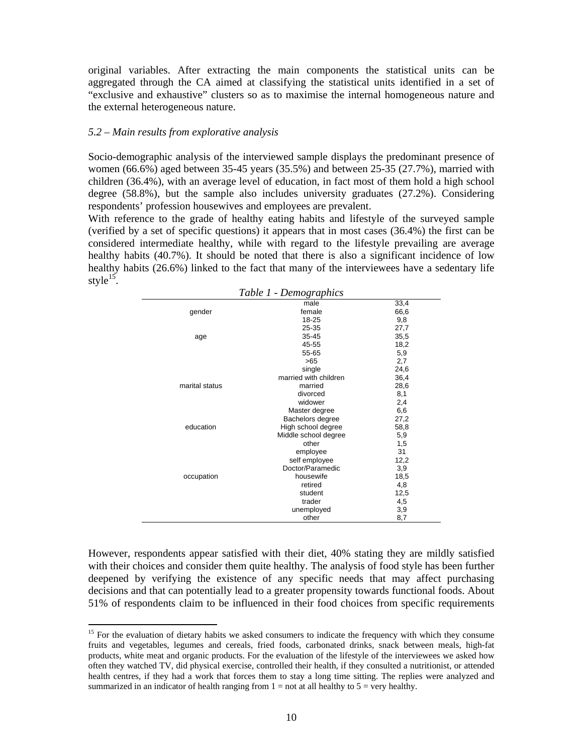original variables. After extracting the main components the statistical units can be aggregated through the CA aimed at classifying the statistical units identified in a set of "exclusive and exhaustive" clusters so as to maximise the internal homogeneous nature and the external heterogeneous nature.

*5.2 – Main results from explorative analysis*

Socio-demographic analysis of the interviewed sample displays the predominant presence of women (66.6%) aged between 35-45 years (35.5%) and between 25-35 (27.7%), married with children (36.4%), with an average level of education, in fact most of them hold a high school degree (58.8%), but the sample also includes university graduates (27.2%). Considering respondents' profession housewives and employees are prevalent.

With reference to the grade of healthy eating habits and lifestyle of the surveyed sample (verified by a set of specific questions) it appears that in most cases (36.4%) the first can be considered intermediate healthy, while with regard to the lifestyle prevailing are average healthy habits (40.7%). It should be noted that there is also a significant incidence of low healthy habits (26.6%) linked to the fact that many of the interviewees have a sedentary life style[15].

*Table 1 - Demographics*

| | | |
|---|---|---|
| gender | male | 33,4 |
| | female | 66,6 |
| age | 18-25 | 9,8 |
| | 25-35 | 27,7 |
| | 35-45 | 35,5 |
| | 45-55 | 18,2 |
| | 55-65 | 5,9 |
| | >65 | 2,7 |
| marital status | single | 24,6 |
| | married with children | 36,4 |
| | married | 28,6 |
| | divorced | 8,1 |
| | widower | 2,4 |
| education | Master degree | 6,6 |
| | Bachelors degree | 27,2 |
| | High school degree | 58,8 |
| | Middle school degree | 5,9 |
| | other | 1,5 |
| occupation | employee | 31 |
| | self employee | 12,2 |
| | Doctor/Paramedic | 3,9 |
| | housewife | 18,5 |
| | retired | 4,8 |
| | student | 12,5 |
| | trader | 4,5 |
| | unemployed | 3,9 |
| | other | 8,7 |

However, respondents appear satisfied with their diet, 40% stating they are mildly satisfied with their choices and consider them quite healthy. The analysis of food style has been further deepened by verifying the existence of any specific needs that may affect purchasing decisions and that can potentially lead to a greater propensity towards functional foods. About 51% of respondents claim to be influenced in their food choices from specific requirements

[15] For the evaluation of dietary habits we asked consumers to indicate the frequency with which they consume fruits and vegetables, legumes and cereals, fried foods, carbonated drinks, snack between meals, high-fat products, white meat and organic products. For the evaluation of the lifestyle of the interviewees we asked how often they watched TV, did physical exercise, controlled their health, if they consulted a nutritionist, or attended health centres, if they had a work that forces them to stay a long time sitting. The replies were analyzed and summarized in an indicator of health ranging from 1 = not at all healthy to 5 = very healthy.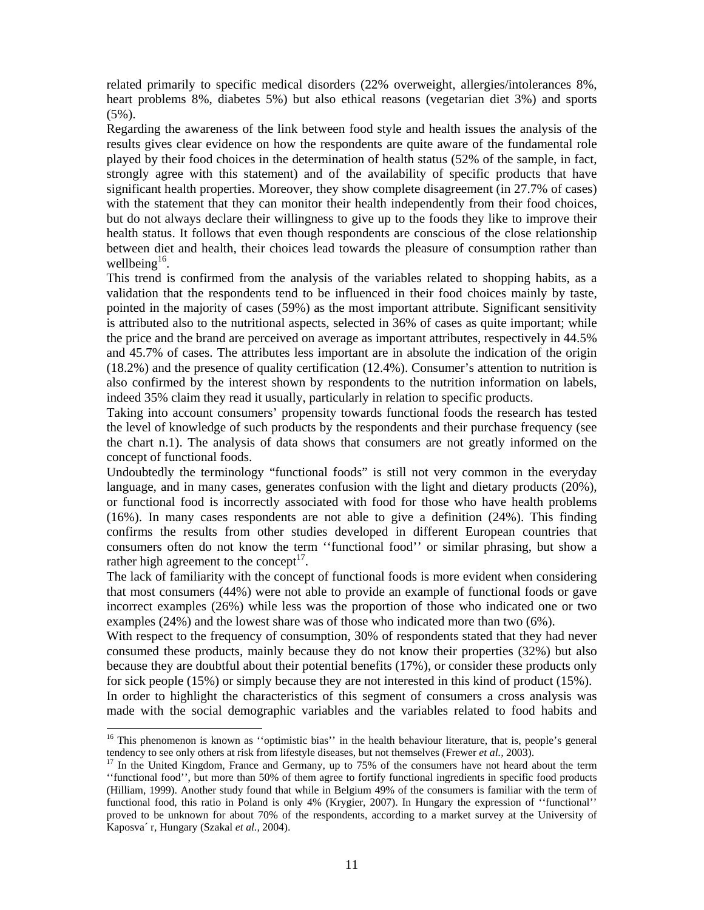related primarily to specific medical disorders (22% overweight, allergies/intolerances 8%, heart problems 8%, diabetes 5%) but also ethical reasons (vegetarian diet 3%) and sports (5%).

Regarding the awareness of the link between food style and health issues the analysis of the results gives clear evidence on how the respondents are quite aware of the fundamental role played by their food choices in the determination of health status (52% of the sample, in fact, strongly agree with this statement) and of the availability of specific products that have significant health properties. Moreover, they show complete disagreement (in 27.7% of cases) with the statement that they can monitor their health independently from their food choices, but do not always declare their willingness to give up to the foods they like to improve their health status. It follows that even though respondents are conscious of the close relationship between diet and health, their choices lead towards the pleasure of consumption rather than wellbeing[16].

This trend is confirmed from the analysis of the variables related to shopping habits, as a validation that the respondents tend to be influenced in their food choices mainly by taste, pointed in the majority of cases (59%) as the most important attribute. Significant sensitivity is attributed also to the nutritional aspects, selected in 36% of cases as quite important; while the price and the brand are perceived on average as important attributes, respectively in 44.5% and 45.7% of cases. The attributes less important are in absolute the indication of the origin (18.2%) and the presence of quality certification (12.4%). Consumer's attention to nutrition is also confirmed by the interest shown by respondents to the nutrition information on labels, indeed 35% claim they read it usually, particularly in relation to specific products.

Taking into account consumers' propensity towards functional foods the research has tested the level of knowledge of such products by the respondents and their purchase frequency (see the chart n.1). The analysis of data shows that consumers are not greatly informed on the concept of functional foods.

Undoubtedly the terminology "functional foods" is still not very common in the everyday language, and in many cases, generates confusion with the light and dietary products (20%), or functional food is incorrectly associated with food for those who have health problems (16%). In many cases respondents are not able to give a definition (24%). This finding confirms the results from other studies developed in different European countries that consumers often do not know the term ''functional food'' or similar phrasing, but show a rather high agreement to the concept[17].

The lack of familiarity with the concept of functional foods is more evident when considering that most consumers (44%) were not able to provide an example of functional foods or gave incorrect examples (26%) while less was the proportion of those who indicated one or two examples (24%) and the lowest share was of those who indicated more than two (6%).

With respect to the frequency of consumption, 30% of respondents stated that they had never consumed these products, mainly because they do not know their properties (32%) but also because they are doubtful about their potential benefits (17%), or consider these products only for sick people (15%) or simply because they are not interested in this kind of product (15%).

In order to highlight the characteristics of this segment of consumers a cross analysis was made with the social demographic variables and the variables related to food habits and

---

[16] This phenomenon is known as ''optimistic bias'' in the health behaviour literature, that is, people's general tendency to see only others at risk from lifestyle diseases, but not themselves (Frewer *et al.*, 2003).

[17] In the United Kingdom, France and Germany, up to 75% of the consumers have not heard about the term ''functional food'', but more than 50% of them agree to fortify functional ingredients in specific food products (Hilliam, 1999). Another study found that while in Belgium 49% of the consumers is familiar with the term of functional food, this ratio in Poland is only 4% (Krygier, 2007). In Hungary the expression of ''functional'' proved to be unknown for about 70% of the respondents, according to a market survey at the University of Kaposva´ r, Hungary (Szakal *et al.*, 2004).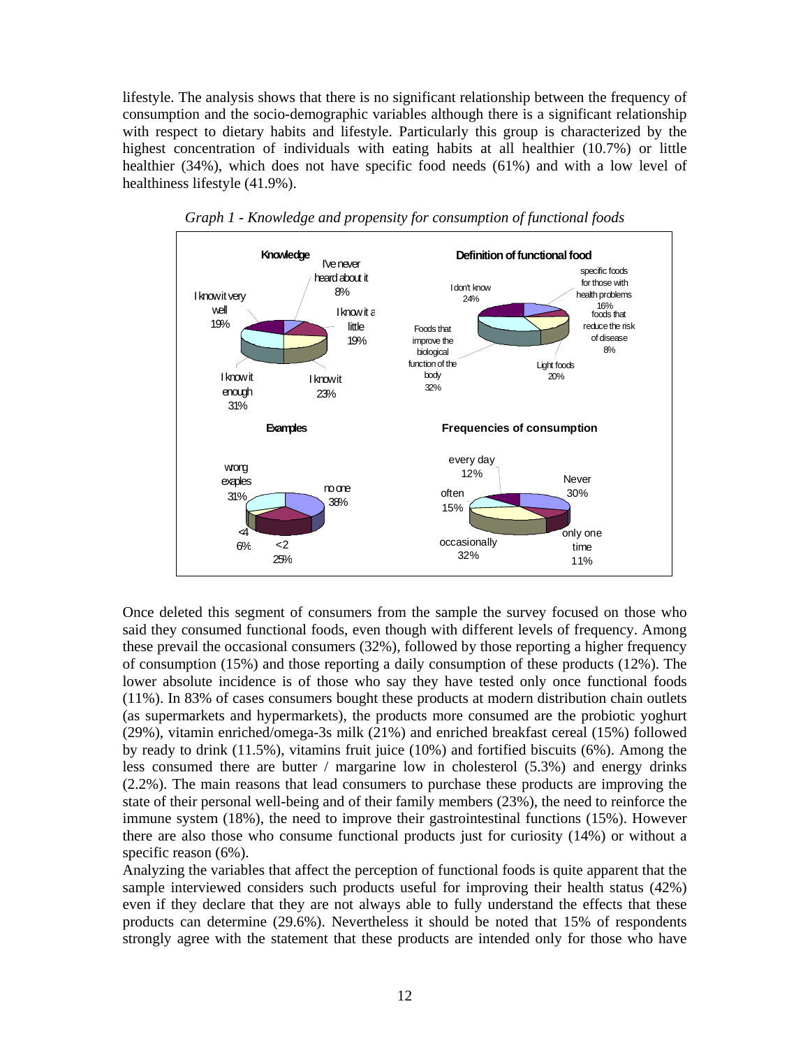lifestyle. The analysis shows that there is no significant relationship between the frequency of consumption and the socio-demographic variables although there is a significant relationship with respect to dietary habits and lifestyle. Particularly this group is characterized by the highest concentration of individuals with eating habits at all healthier (10.7%) or little healthier (34%), which does not have specific food needs (61%) and with a low level of healthiness lifestyle (41.9%).

*Graph 1 - Knowledge and propensity for consumption of functional foods*

Once deleted this segment of consumers from the sample the survey focused on those who said they consumed functional foods, even though with different levels of frequency. Among these prevail the occasional consumers (32%), followed by those reporting a higher frequency of consumption (15%) and those reporting a daily consumption of these products (12%). The lower absolute incidence is of those who say they have tested only once functional foods (11%). In 83% of cases consumers bought these products at modern distribution chain outlets (as supermarkets and hypermarkets), the products more consumed are the probiotic yoghurt (29%), vitamin enriched/omega-3s milk (21%) and enriched breakfast cereal (15%) followed by ready to drink (11.5%), vitamins fruit juice (10%) and fortified biscuits (6%). Among the less consumed there are butter / margarine low in cholesterol (5.3%) and energy drinks (2.2%). The main reasons that lead consumers to purchase these products are improving the state of their personal well-being and of their family members (23%), the need to reinforce the immune system (18%), the need to improve their gastrointestinal functions (15%). However there are also those who consume functional products just for curiosity (14%) or without a specific reason (6%).

Analyzing the variables that affect the perception of functional foods is quite apparent that the sample interviewed considers such products useful for improving their health status (42%) even if they declare that they are not always able to fully understand the effects that these products can determine (29.6%). Nevertheless it should be noted that 15% of respondents strongly agree with the statement that these products are intended only for those who have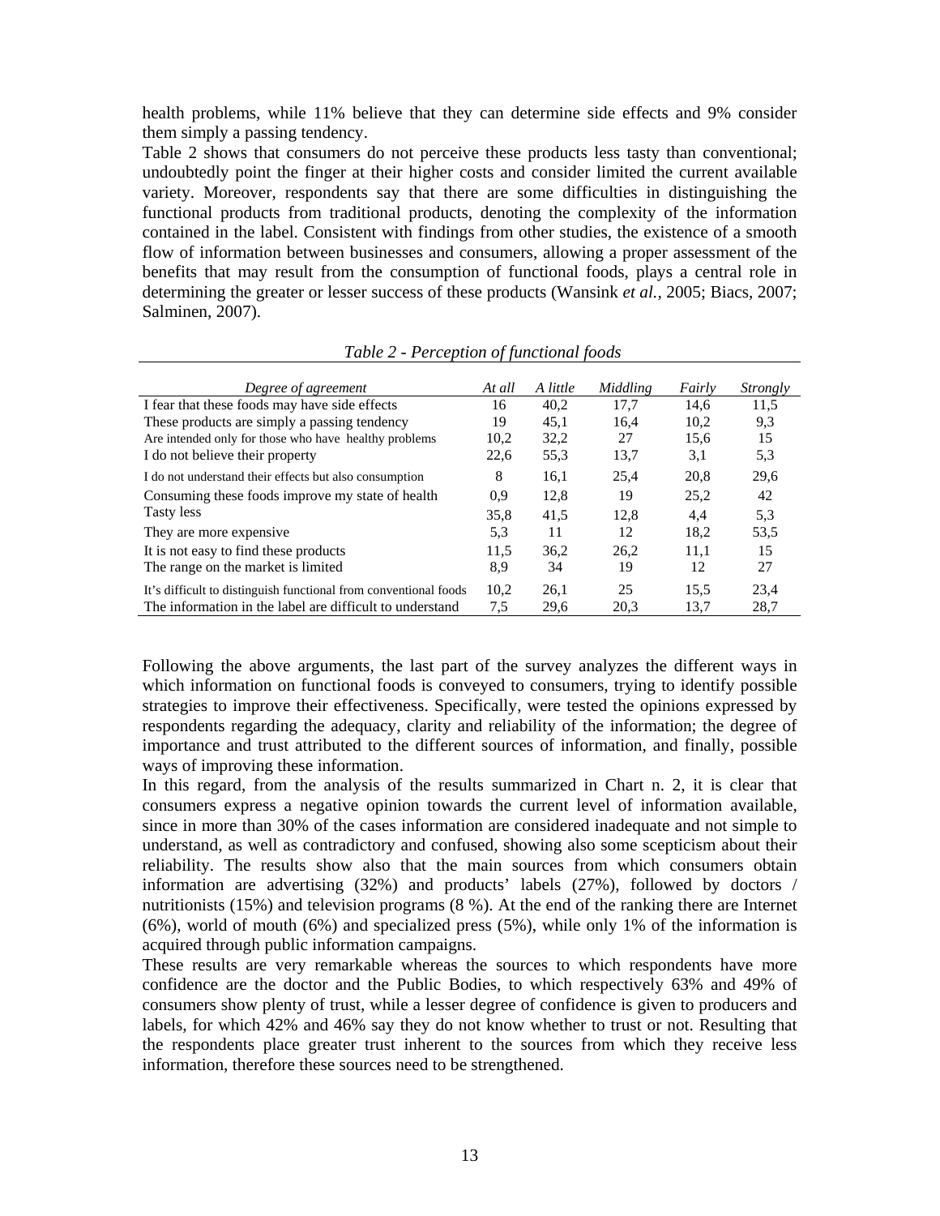health problems, while 11% believe that they can determine side effects and 9% consider them simply a passing tendency.

Table 2 shows that consumers do not perceive these products less tasty than conventional; undoubtedly point the finger at their higher costs and consider limited the current available variety. Moreover, respondents say that there are some difficulties in distinguishing the functional products from traditional products, denoting the complexity of the information contained in the label. Consistent with findings from other studies, the existence of a smooth flow of information between businesses and consumers, allowing a proper assessment of the benefits that may result from the consumption of functional foods, plays a central role in determining the greater or lesser success of these products (Wansink *et al.*, 2005; Biacs, 2007; Salminen, 2007).

*Table 2 - Perception of functional foods*

| *Degree of agreement* | *At all* | *A little* | *Middling* | *Fairly* | *Strongly* |
|---|---|---|---|---|---|
| I fear that these foods may have side effects | 16 | 40,2 | 17,7 | 14,6 | 11,5 |
| These products are simply a passing tendency | 19 | 45,1 | 16,4 | 10,2 | 9,3 |
| Are intended only for those who have healthy problems | 10,2 | 32,2 | 27 | 15,6 | 15 |
| I do not believe their property | 22,6 | 55,3 | 13,7 | 3,1 | 5,3 |
| I do not understand their effects but also consumption | 8 | 16,1 | 25,4 | 20,8 | 29,6 |
| Consuming these foods improve my state of health | 0,9 | 12,8 | 19 | 25,2 | 42 |
| Tasty less | 35,8 | 41,5 | 12,8 | 4,4 | 5,3 |
| They are more expensive | 5,3 | 11 | 12 | 18,2 | 53,5 |
| It is not easy to find these products | 11,5 | 36,2 | 26,2 | 11,1 | 15 |
| The range on the market is limited | 8,9 | 34 | 19 | 12 | 27 |
| It's difficult to distinguish functional from conventional foods | 10,2 | 26,1 | 25 | 15,5 | 23,4 |
| The information in the label are difficult to understand | 7,5 | 29,6 | 20,3 | 13,7 | 28,7 |

Following the above arguments, the last part of the survey analyzes the different ways in which information on functional foods is conveyed to consumers, trying to identify possible strategies to improve their effectiveness. Specifically, were tested the opinions expressed by respondents regarding the adequacy, clarity and reliability of the information; the degree of importance and trust attributed to the different sources of information, and finally, possible ways of improving these information.

In this regard, from the analysis of the results summarized in Chart n. 2, it is clear that consumers express a negative opinion towards the current level of information available, since in more than 30% of the cases information are considered inadequate and not simple to understand, as well as contradictory and confused, showing also some scepticism about their reliability. The results show also that the main sources from which consumers obtain information are advertising (32%) and products' labels (27%), followed by doctors / nutritionists (15%) and television programs (8 %). At the end of the ranking there are Internet (6%), world of mouth (6%) and specialized press (5%), while only 1% of the information is acquired through public information campaigns.

These results are very remarkable whereas the sources to which respondents have more confidence are the doctor and the Public Bodies, to which respectively 63% and 49% of consumers show plenty of trust, while a lesser degree of confidence is given to producers and labels, for which 42% and 46% say they do not know whether to trust or not. Resulting that the respondents place greater trust inherent to the sources from which they receive less information, therefore these sources need to be strengthened.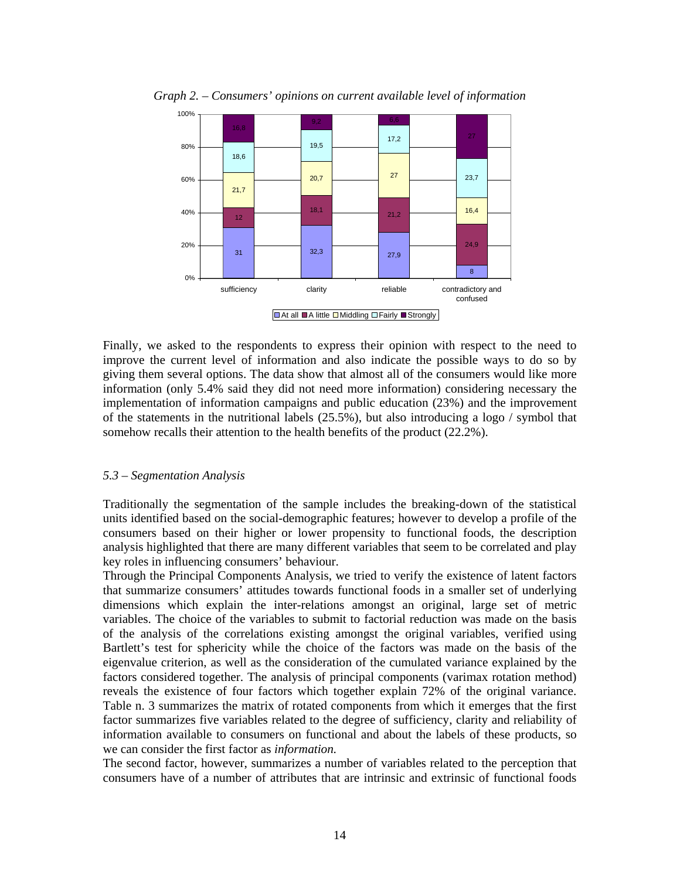*Graph 2. – Consumers' opinions on current available level of information*

| | At all | A little | Middling | Fairly | Strongly |
|---|---|---|---|---|---|
| sufficiency | 31 | 12 | 21,7 | 18,6 | 16,8 |
| clarity | 32,3 | 18,1 | 20,7 | 19,5 | 9,2 |
| reliable | 27,9 | 21,2 | 27 | 17,2 | 6,6 |
| contradictory and confused | 8 | 24,9 | 16,4 | 23,7 | 27 |

Finally, we asked to the respondents to express their opinion with respect to the need to improve the current level of information and also indicate the possible ways to do so by giving them several options. The data show that almost all of the consumers would like more information (only 5.4% said they did not need more information) considering necessary the implementation of information campaigns and public education (23%) and the improvement of the statements in the nutritional labels (25.5%), but also introducing a logo / symbol that somehow recalls their attention to the health benefits of the product (22.2%).

### *5.3 – Segmentation Analysis*

Traditionally the segmentation of the sample includes the breaking-down of the statistical units identified based on the social-demographic features; however to develop a profile of the consumers based on their higher or lower propensity to functional foods, the description analysis highlighted that there are many different variables that seem to be correlated and play key roles in influencing consumers' behaviour.

Through the Principal Components Analysis, we tried to verify the existence of latent factors that summarize consumers' attitudes towards functional foods in a smaller set of underlying dimensions which explain the inter-relations amongst an original, large set of metric variables. The choice of the variables to submit to factorial reduction was made on the basis of the analysis of the correlations existing amongst the original variables, verified using Bartlett's test for sphericity while the choice of the factors was made on the basis of the eigenvalue criterion, as well as the consideration of the cumulated variance explained by the factors considered together. The analysis of principal components (varimax rotation method) reveals the existence of four factors which together explain 72% of the original variance. Table n. 3 summarizes the matrix of rotated components from which it emerges that the first factor summarizes five variables related to the degree of sufficiency, clarity and reliability of information available to consumers on functional and about the labels of these products, so we can consider the first factor as *information.*

The second factor, however, summarizes a number of variables related to the perception that consumers have of a number of attributes that are intrinsic and extrinsic of functional foods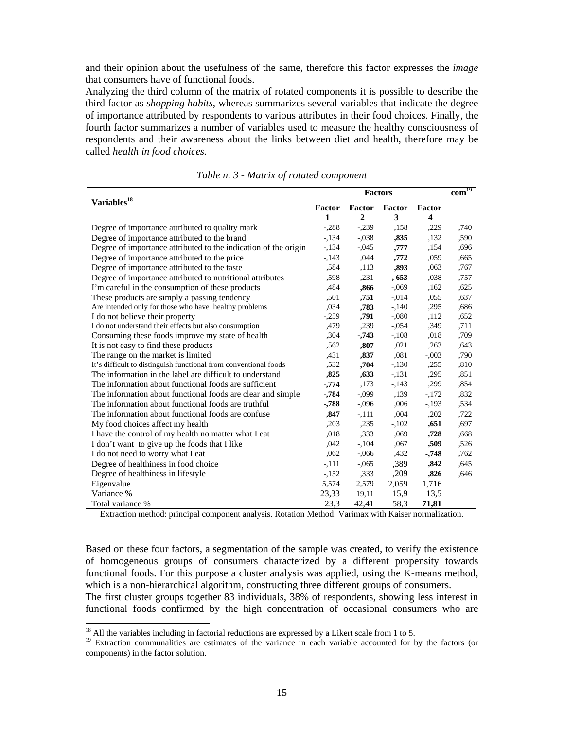and their opinion about the usefulness of the same, therefore this factor expresses the *image* that consumers have of functional foods.

Analyzing the third column of the matrix of rotated components it is possible to describe the third factor as *shopping habits*, whereas summarizes several variables that indicate the degree of importance attributed by respondents to various attributes in their food choices. Finally, the fourth factor summarizes a number of variables used to measure the healthy consciousness of respondents and their awareness about the links between diet and health, therefore may be called *health in food choices.*

*Table n. 3 - Matrix of rotated component*

| Variables[18] | Factors | | | | com[19] |
|---|---|---|---|---|---|
| | Factor 1 | Factor 2 | Factor 3 | Factor 4 | |
| Degree of importance attributed to quality mark | -,288 | -,239 | ,158 | ,229 | ,740 |
| Degree of importance attributed to the brand | -,134 | -,038 | **,835** | ,132 | ,590 |
| Degree of importance attributed to the indication of the origin | -,134 | -,045 | **,777** | ,154 | ,696 |
| Degree of importance attributed to the price | -,143 | ,044 | **,772** | ,059 | ,665 |
| Degree of importance attributed to the taste | ,584 | ,113 | **,893** | ,063 | ,767 |
| Degree of importance attributed to nutritional attributes | ,598 | ,231 | **, 653** | ,038 | ,757 |
| I'm careful in the consumption of these products | ,484 | **,866** | -,069 | ,162 | ,625 |
| These products are simply a passing tendency | ,501 | **,751** | -,014 | ,055 | ,637 |
| Are intended only for those who have healthy problems | ,034 | **,783** | -,140 | ,295 | ,686 |
| I do not believe their property | -,259 | **,791** | -,080 | ,112 | ,652 |
| I do not understand their effects but also consumption | ,479 | ,239 | -,054 | ,349 | ,711 |
| Consuming these foods improve my state of health | ,304 | **-,743** | -,108 | ,018 | ,709 |
| It is not easy to find these products | ,562 | **,807** | ,021 | ,263 | ,643 |
| The range on the market is limited | ,431 | **,837** | ,081 | -,003 | ,790 |
| It's difficult to distinguish functional from conventional foods | ,532 | **,704** | -,130 | ,255 | ,810 |
| The information in the label are difficult to understand | **,825** | **,633** | -,131 | ,295 | ,851 |
| The information about functional foods are sufficient | **-,774** | ,173 | -,143 | ,299 | ,854 |
| The information about functional foods are clear and simple | **-,784** | -,099 | ,139 | -,172 | ,832 |
| The information about functional foods are truthful | **-,788** | -,096 | ,006 | -,193 | ,534 |
| The information about functional foods are confuse | **,847** | -,111 | ,004 | ,202 | ,722 |
| My food choices affect my health | ,203 | ,235 | -,102 | **,651** | ,697 |
| I have the control of my health no matter what I eat | ,018 | ,333 | ,069 | **,728** | ,668 |
| I don't want to give up the foods that I like | ,042 | -,104 | ,067 | **,509** | ,526 |
| I do not need to worry what I eat | ,062 | -,066 | ,432 | **-,748** | ,762 |
| Degree of healthiness in food choice | -,111 | -,065 | ,389 | **,842** | ,645 |
| Degree of healthiness in lifestyle | -,152 | ,333 | ,209 | **,826** | ,646 |
| Eigenvalue | 5,574 | 2,579 | 2,059 | 1,716 | |
| Variance % | 23,33 | 19,11 | 15,9 | 13,5 | |
| Total variance % | 23,3 | 42,41 | 58,3 | **71,81** | |

Extraction method: principal component analysis. Rotation Method: Varimax with Kaiser normalization.

Based on these four factors, a segmentation of the sample was created, to verify the existence of homogeneous groups of consumers characterized by a different propensity towards functional foods. For this purpose a cluster analysis was applied, using the K-means method, which is a non-hierarchical algorithm, constructing three different groups of consumers.

The first cluster groups together 83 individuals, 38% of respondents, showing less interest in functional foods confirmed by the high concentration of occasional consumers who are

[18] All the variables including in factorial reductions are expressed by a Likert scale from 1 to 5.

[19] Extraction communalities are estimates of the variance in each variable accounted for by the factors (or components) in the factor solution.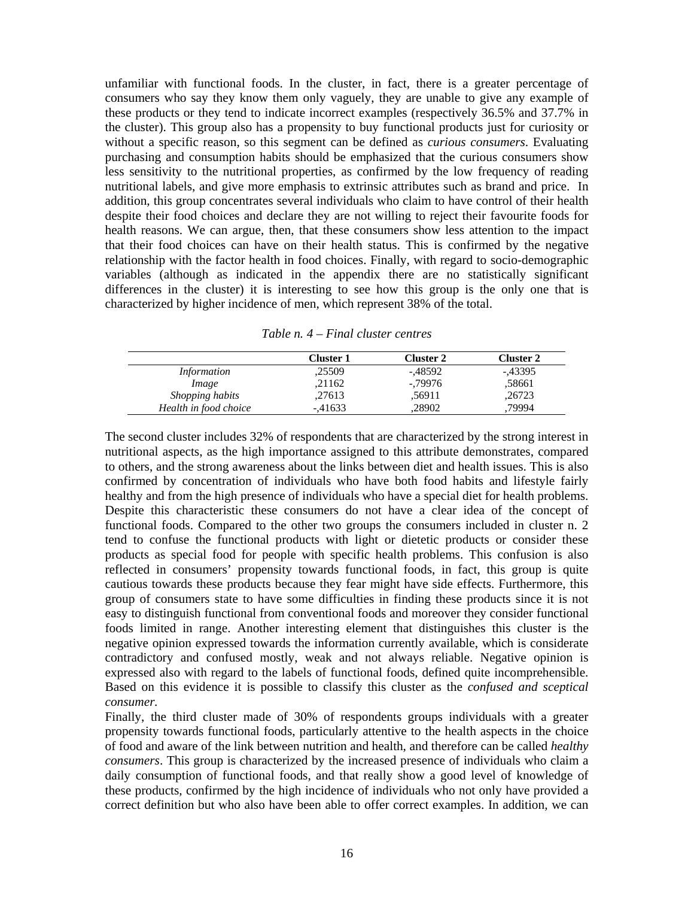unfamiliar with functional foods. In the cluster, in fact, there is a greater percentage of consumers who say they know them only vaguely, they are unable to give any example of these products or they tend to indicate incorrect examples (respectively 36.5% and 37.7% in the cluster). This group also has a propensity to buy functional products just for curiosity or without a specific reason, so this segment can be defined as *curious consumers*. Evaluating purchasing and consumption habits should be emphasized that the curious consumers show less sensitivity to the nutritional properties, as confirmed by the low frequency of reading nutritional labels, and give more emphasis to extrinsic attributes such as brand and price. In addition, this group concentrates several individuals who claim to have control of their health despite their food choices and declare they are not willing to reject their favourite foods for health reasons. We can argue, then, that these consumers show less attention to the impact that their food choices can have on their health status. This is confirmed by the negative relationship with the factor health in food choices. Finally, with regard to socio-demographic variables (although as indicated in the appendix there are no statistically significant differences in the cluster) it is interesting to see how this group is the only one that is characterized by higher incidence of men, which represent 38% of the total.

*Table n. 4 – Final cluster centres*

| | Cluster 1 | Cluster 2 | Cluster 2 |
|---|---|---|---|
| *Information* | ,25509 | -,48592 | -,43395 |
| *Image* | ,21162 | -,79976 | ,58661 |
| *Shopping habits* | ,27613 | ,56911 | ,26723 |
| *Health in food choice* | -,41633 | ,28902 | ,79994 |

The second cluster includes 32% of respondents that are characterized by the strong interest in nutritional aspects, as the high importance assigned to this attribute demonstrates, compared to others, and the strong awareness about the links between diet and health issues. This is also confirmed by concentration of individuals who have both food habits and lifestyle fairly healthy and from the high presence of individuals who have a special diet for health problems. Despite this characteristic these consumers do not have a clear idea of the concept of functional foods. Compared to the other two groups the consumers included in cluster n. 2 tend to confuse the functional products with light or dietetic products or consider these products as special food for people with specific health problems. This confusion is also reflected in consumers' propensity towards functional foods, in fact, this group is quite cautious towards these products because they fear might have side effects. Furthermore, this group of consumers state to have some difficulties in finding these products since it is not easy to distinguish functional from conventional foods and moreover they consider functional foods limited in range. Another interesting element that distinguishes this cluster is the negative opinion expressed towards the information currently available, which is considerate contradictory and confused mostly, weak and not always reliable. Negative opinion is expressed also with regard to the labels of functional foods, defined quite incomprehensible. Based on this evidence it is possible to classify this cluster as the *confused and sceptical consumer*.

Finally, the third cluster made of 30% of respondents groups individuals with a greater propensity towards functional foods, particularly attentive to the health aspects in the choice of food and aware of the link between nutrition and health, and therefore can be called *healthy consumers*. This group is characterized by the increased presence of individuals who claim a daily consumption of functional foods, and that really show a good level of knowledge of these products, confirmed by the high incidence of individuals who not only have provided a correct definition but who also have been able to offer correct examples. In addition, we can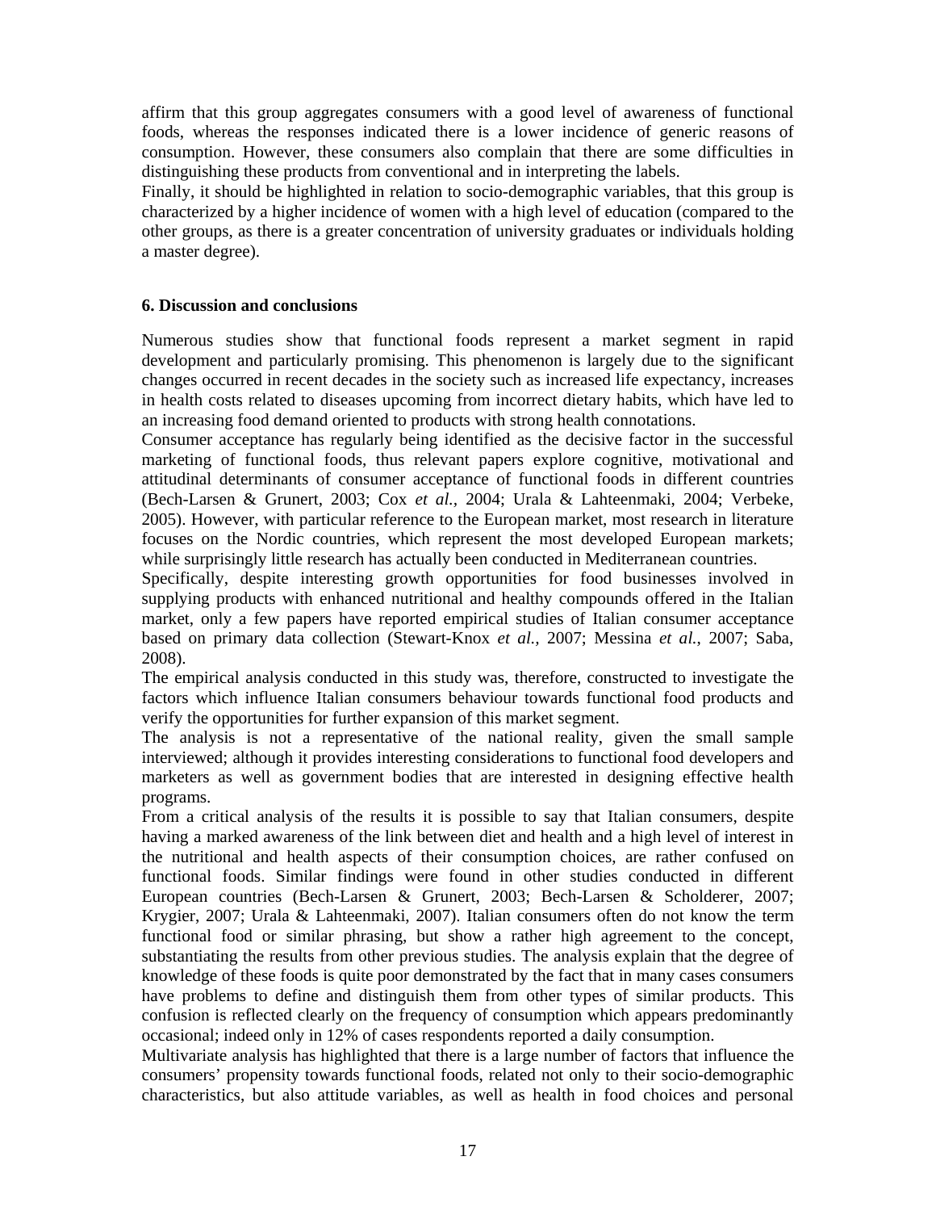affirm that this group aggregates consumers with a good level of awareness of functional foods, whereas the responses indicated there is a lower incidence of generic reasons of consumption. However, these consumers also complain that there are some difficulties in distinguishing these products from conventional and in interpreting the labels.

Finally, it should be highlighted in relation to socio-demographic variables, that this group is characterized by a higher incidence of women with a high level of education (compared to the other groups, as there is a greater concentration of university graduates or individuals holding a master degree).

## 6. Discussion and conclusions

Numerous studies show that functional foods represent a market segment in rapid development and particularly promising. This phenomenon is largely due to the significant changes occurred in recent decades in the society such as increased life expectancy, increases in health costs related to diseases upcoming from incorrect dietary habits, which have led to an increasing food demand oriented to products with strong health connotations.

Consumer acceptance has regularly being identified as the decisive factor in the successful marketing of functional foods, thus relevant papers explore cognitive, motivational and attitudinal determinants of consumer acceptance of functional foods in different countries (Bech-Larsen & Grunert, 2003; Cox *et al.*, 2004; Urala & Lahteenmaki, 2004; Verbeke, 2005). However, with particular reference to the European market, most research in literature focuses on the Nordic countries, which represent the most developed European markets; while surprisingly little research has actually been conducted in Mediterranean countries.

Specifically, despite interesting growth opportunities for food businesses involved in supplying products with enhanced nutritional and healthy compounds offered in the Italian market, only a few papers have reported empirical studies of Italian consumer acceptance based on primary data collection (Stewart-Knox *et al.*, 2007; Messina *et al.*, 2007; Saba, 2008).

The empirical analysis conducted in this study was, therefore, constructed to investigate the factors which influence Italian consumers behaviour towards functional food products and verify the opportunities for further expansion of this market segment.

The analysis is not a representative of the national reality, given the small sample interviewed; although it provides interesting considerations to functional food developers and marketers as well as government bodies that are interested in designing effective health programs.

From a critical analysis of the results it is possible to say that Italian consumers, despite having a marked awareness of the link between diet and health and a high level of interest in the nutritional and health aspects of their consumption choices, are rather confused on functional foods. Similar findings were found in other studies conducted in different European countries (Bech-Larsen & Grunert, 2003; Bech-Larsen & Scholderer, 2007; Krygier, 2007; Urala & Lahteenmaki, 2007). Italian consumers often do not know the term functional food or similar phrasing, but show a rather high agreement to the concept, substantiating the results from other previous studies. The analysis explain that the degree of knowledge of these foods is quite poor demonstrated by the fact that in many cases consumers have problems to define and distinguish them from other types of similar products. This confusion is reflected clearly on the frequency of consumption which appears predominantly occasional; indeed only in 12% of cases respondents reported a daily consumption.

Multivariate analysis has highlighted that there is a large number of factors that influence the consumers' propensity towards functional foods, related not only to their socio-demographic characteristics, but also attitude variables, as well as health in food choices and personal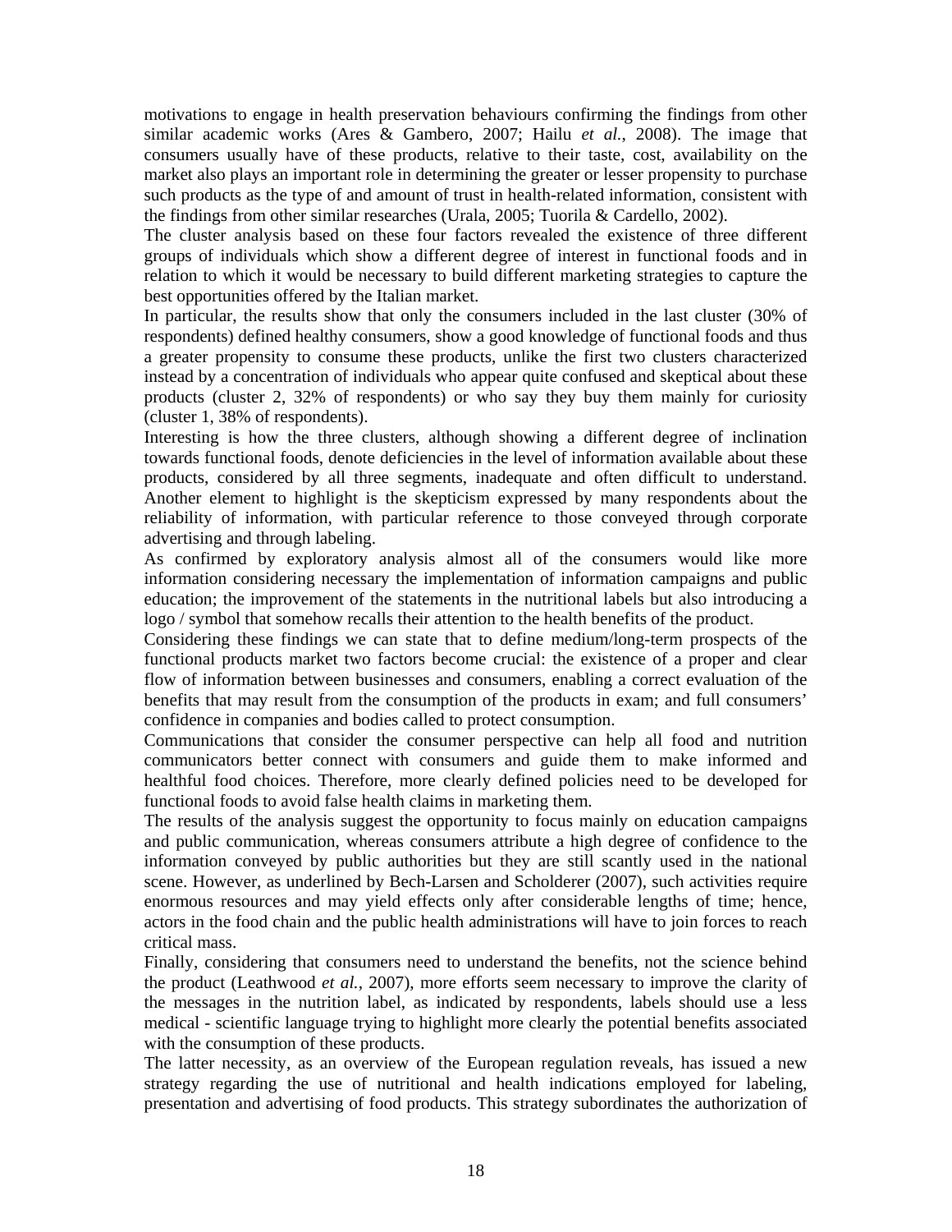motivations to engage in health preservation behaviours confirming the findings from other similar academic works (Ares & Gambero, 2007; Hailu *et al.*, 2008). The image that consumers usually have of these products, relative to their taste, cost, availability on the market also plays an important role in determining the greater or lesser propensity to purchase such products as the type of and amount of trust in health-related information, consistent with the findings from other similar researches (Urala, 2005; Tuorila & Cardello, 2002).

The cluster analysis based on these four factors revealed the existence of three different groups of individuals which show a different degree of interest in functional foods and in relation to which it would be necessary to build different marketing strategies to capture the best opportunities offered by the Italian market.

In particular, the results show that only the consumers included in the last cluster (30% of respondents) defined healthy consumers, show a good knowledge of functional foods and thus a greater propensity to consume these products, unlike the first two clusters characterized instead by a concentration of individuals who appear quite confused and skeptical about these products (cluster 2, 32% of respondents) or who say they buy them mainly for curiosity (cluster 1, 38% of respondents).

Interesting is how the three clusters, although showing a different degree of inclination towards functional foods, denote deficiencies in the level of information available about these products, considered by all three segments, inadequate and often difficult to understand. Another element to highlight is the skepticism expressed by many respondents about the reliability of information, with particular reference to those conveyed through corporate advertising and through labeling.

As confirmed by exploratory analysis almost all of the consumers would like more information considering necessary the implementation of information campaigns and public education; the improvement of the statements in the nutritional labels but also introducing a logo / symbol that somehow recalls their attention to the health benefits of the product.

Considering these findings we can state that to define medium/long-term prospects of the functional products market two factors become crucial: the existence of a proper and clear flow of information between businesses and consumers, enabling a correct evaluation of the benefits that may result from the consumption of the products in exam; and full consumers' confidence in companies and bodies called to protect consumption.

Communications that consider the consumer perspective can help all food and nutrition communicators better connect with consumers and guide them to make informed and healthful food choices. Therefore, more clearly defined policies need to be developed for functional foods to avoid false health claims in marketing them.

The results of the analysis suggest the opportunity to focus mainly on education campaigns and public communication, whereas consumers attribute a high degree of confidence to the information conveyed by public authorities but they are still scantly used in the national scene. However, as underlined by Bech-Larsen and Scholderer (2007), such activities require enormous resources and may yield effects only after considerable lengths of time; hence, actors in the food chain and the public health administrations will have to join forces to reach critical mass.

Finally, considering that consumers need to understand the benefits, not the science behind the product (Leathwood *et al.*, 2007), more efforts seem necessary to improve the clarity of the messages in the nutrition label, as indicated by respondents, labels should use a less medical - scientific language trying to highlight more clearly the potential benefits associated with the consumption of these products.

The latter necessity, as an overview of the European regulation reveals, has issued a new strategy regarding the use of nutritional and health indications employed for labeling, presentation and advertising of food products. This strategy subordinates the authorization of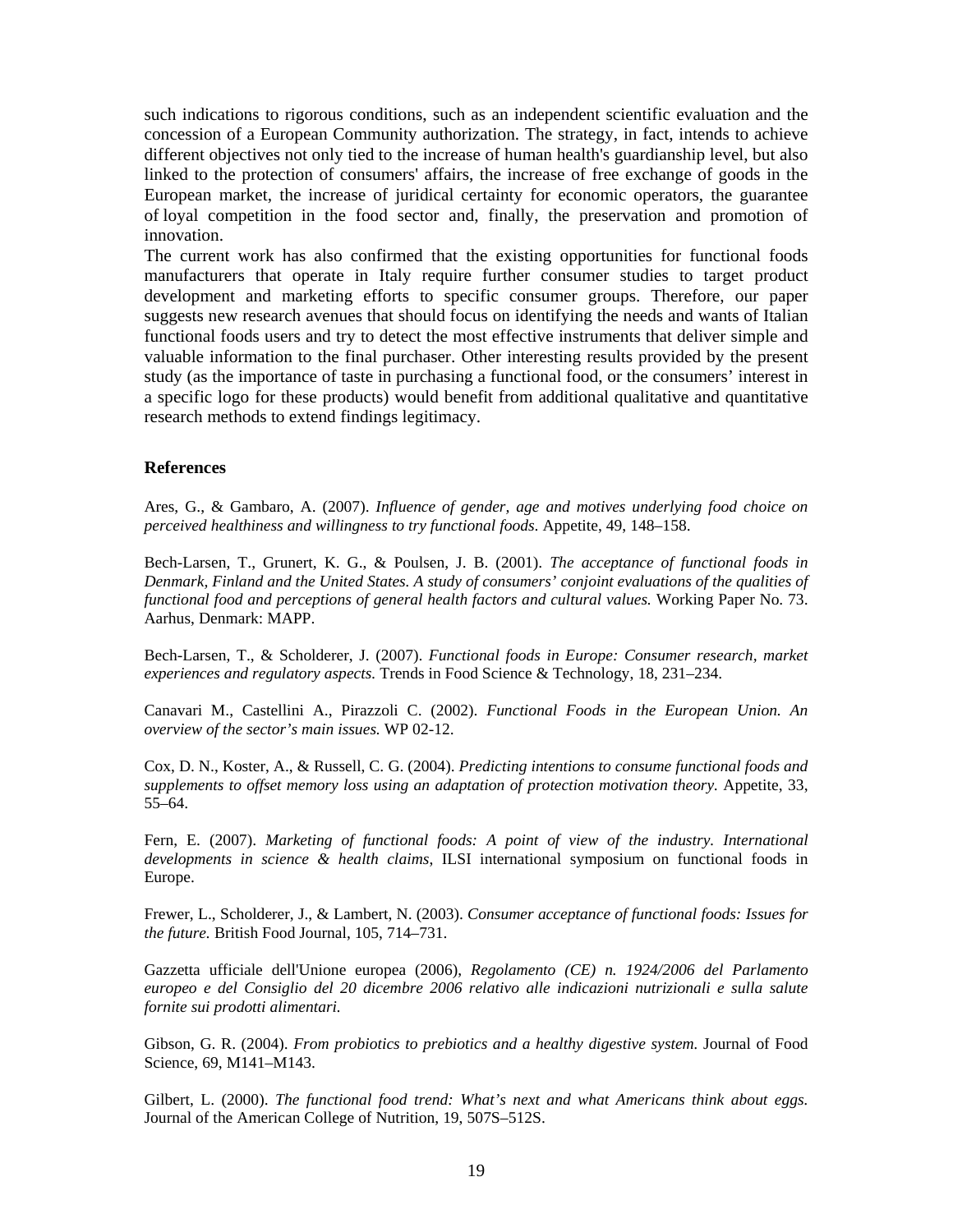such indications to rigorous conditions, such as an independent scientific evaluation and the concession of a European Community authorization. The strategy, in fact, intends to achieve different objectives not only tied to the increase of human health's guardianship level, but also linked to the protection of consumers' affairs, the increase of free exchange of goods in the European market, the increase of juridical certainty for economic operators, the guarantee of loyal competition in the food sector and, finally, the preservation and promotion of innovation.

The current work has also confirmed that the existing opportunities for functional foods manufacturers that operate in Italy require further consumer studies to target product development and marketing efforts to specific consumer groups. Therefore, our paper suggests new research avenues that should focus on identifying the needs and wants of Italian functional foods users and try to detect the most effective instruments that deliver simple and valuable information to the final purchaser. Other interesting results provided by the present study (as the importance of taste in purchasing a functional food, or the consumers' interest in a specific logo for these products) would benefit from additional qualitative and quantitative research methods to extend findings legitimacy.

## References

Ares, G., & Gambaro, A. (2007). *Influence of gender, age and motives underlying food choice on perceived healthiness and willingness to try functional foods*. Appetite, 49, 148–158.

Bech-Larsen, T., Grunert, K. G., & Poulsen, J. B. (2001). *The acceptance of functional foods in Denmark, Finland and the United States. A study of consumers' conjoint evaluations of the qualities of functional food and perceptions of general health factors and cultural values.* Working Paper No. 73. Aarhus, Denmark: MAPP.

Bech-Larsen, T., & Scholderer, J. (2007). *Functional foods in Europe: Consumer research, market experiences and regulatory aspects.* Trends in Food Science & Technology, 18, 231–234.

Canavari M., Castellini A., Pirazzoli C. (2002). *Functional Foods in the European Union. An overview of the sector's main issues.* WP 02-12.

Cox, D. N., Koster, A., & Russell, C. G. (2004). *Predicting intentions to consume functional foods and supplements to offset memory loss using an adaptation of protection motivation theory.* Appetite, 33, 55–64.

Fern, E. (2007). *Marketing of functional foods: A point of view of the industry. International developments in science & health claims*, ILSI international symposium on functional foods in Europe.

Frewer, L., Scholderer, J., & Lambert, N. (2003). *Consumer acceptance of functional foods: Issues for the future.* British Food Journal, 105, 714–731.

Gazzetta ufficiale dell'Unione europea (2006), *Regolamento (CE) n. 1924/2006 del Parlamento europeo e del Consiglio del 20 dicembre 2006 relativo alle indicazioni nutrizionali e sulla salute fornite sui prodotti alimentari.*

Gibson, G. R. (2004). *From probiotics to prebiotics and a healthy digestive system.* Journal of Food Science, 69, M141–M143.

Gilbert, L. (2000). *The functional food trend: What's next and what Americans think about eggs.* Journal of the American College of Nutrition, 19, 507S–512S.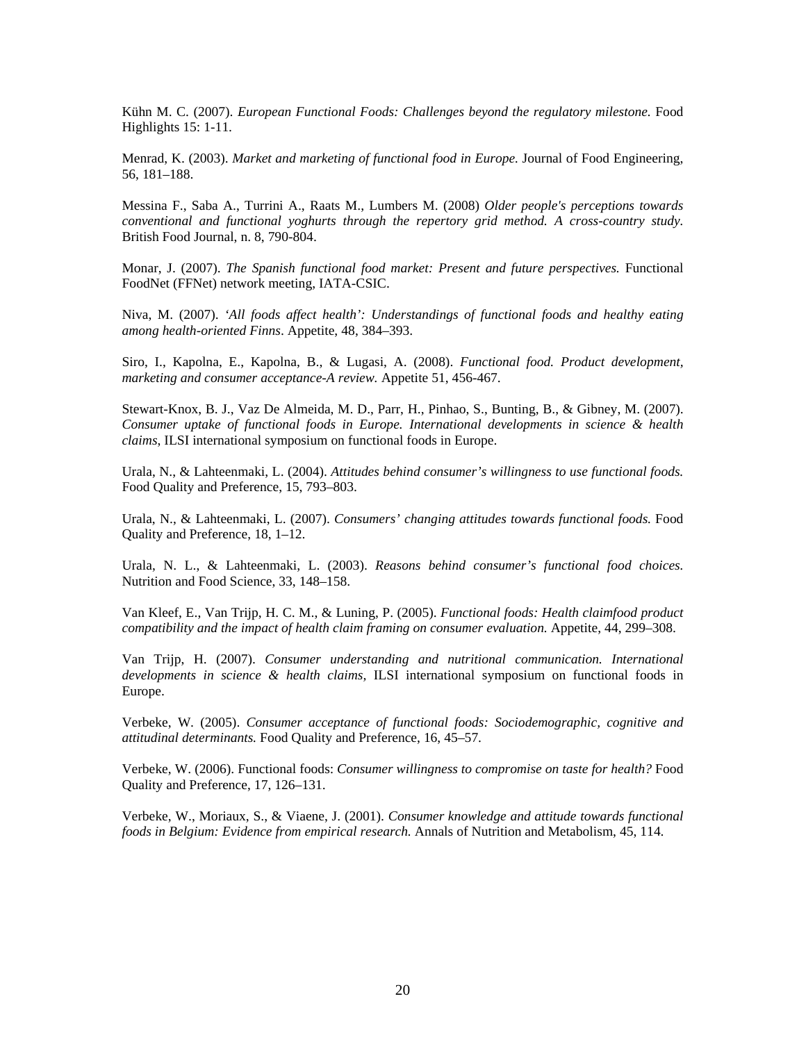Kühn M. C. (2007). *European Functional Foods: Challenges beyond the regulatory milestone.* Food Highlights 15: 1-11.

Menrad, K. (2003). *Market and marketing of functional food in Europe.* Journal of Food Engineering, 56, 181–188.

Messina F., Saba A., Turrini A., Raats M., Lumbers M. (2008) *Older people's perceptions towards conventional and functional yoghurts through the repertory grid method. A cross-country study.* British Food Journal, n. 8, 790-804.

Monar, J. (2007). *The Spanish functional food market: Present and future perspectives.* Functional FoodNet (FFNet) network meeting, IATA-CSIC.

Niva, M. (2007). *'All foods affect health': Understandings of functional foods and healthy eating among health-oriented Finns*. Appetite, 48, 384–393.

Siro, I., Kapolna, E., Kapolna, B., & Lugasi, A. (2008). *Functional food. Product development, marketing and consumer acceptance-A review.* Appetite 51, 456-467.

Stewart-Knox, B. J., Vaz De Almeida, M. D., Parr, H., Pinhao, S., Bunting, B., & Gibney, M. (2007). *Consumer uptake of functional foods in Europe. International developments in science & health claims*, ILSI international symposium on functional foods in Europe.

Urala, N., & Lahteenmaki, L. (2004). *Attitudes behind consumer's willingness to use functional foods.* Food Quality and Preference, 15, 793–803.

Urala, N., & Lahteenmaki, L. (2007). *Consumers' changing attitudes towards functional foods.* Food Quality and Preference, 18, 1–12.

Urala, N. L., & Lahteenmaki, L. (2003). *Reasons behind consumer's functional food choices.* Nutrition and Food Science, 33, 148–158.

Van Kleef, E., Van Trijp, H. C. M., & Luning, P. (2005). *Functional foods: Health claimfood product compatibility and the impact of health claim framing on consumer evaluation.* Appetite, 44, 299–308.

Van Trijp, H. (2007). *Consumer understanding and nutritional communication. International developments in science & health claims,* ILSI international symposium on functional foods in Europe.

Verbeke, W. (2005). *Consumer acceptance of functional foods: Sociodemographic, cognitive and attitudinal determinants.* Food Quality and Preference, 16, 45–57.

Verbeke, W. (2006). Functional foods: *Consumer willingness to compromise on taste for health?* Food Quality and Preference, 17, 126–131.

Verbeke, W., Moriaux, S., & Viaene, J. (2001). *Consumer knowledge and attitude towards functional foods in Belgium: Evidence from empirical research.* Annals of Nutrition and Metabolism, 45, 114.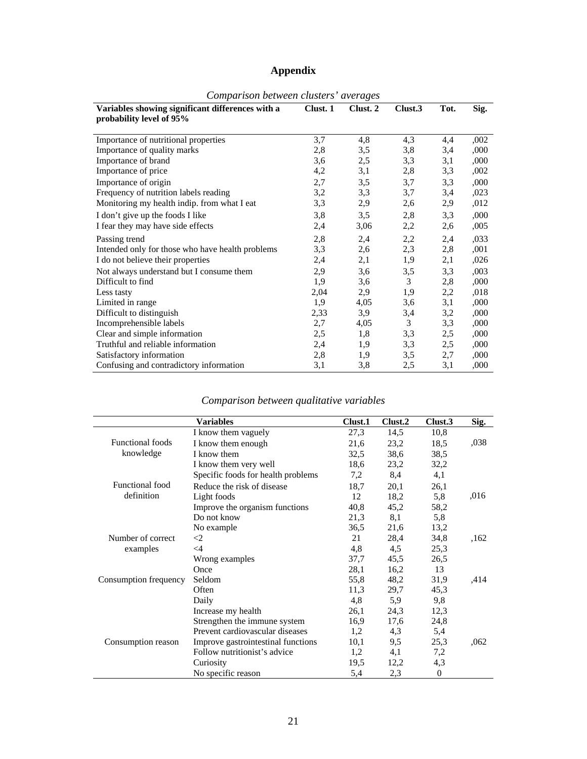# Appendix

*Comparison between clusters' averages*

| Variables showing significant differences with a probability level of 95% | Clust. 1 | Clust. 2 | Clust.3 | Tot. | Sig. |
|---|---|---|---|---|---|
| Importance of nutritional properties | 3,7 | 4,8 | 4,3 | 4,4 | ,002 |
| Importance of quality marks | 2,8 | 3,5 | 3,8 | 3,4 | ,000 |
| Importance of brand | 3,6 | 2,5 | 3,3 | 3,1 | ,000 |
| Importance of price | 4,2 | 3,1 | 2,8 | 3,3 | ,002 |
| Importance of origin | 2,7 | 3,5 | 3,7 | 3,3 | ,000 |
| Frequency of nutrition labels reading | 3,2 | 3,3 | 3,7 | 3,4 | ,023 |
| Monitoring my health indip. from what I eat | 3,3 | 2,9 | 2,6 | 2,9 | ,012 |
| I don't give up the foods I like | 3,8 | 3,5 | 2,8 | 3,3 | ,000 |
| I fear they may have side effects | 2,4 | 3,06 | 2,2 | 2,6 | ,005 |
| Passing trend | 2,8 | 2,4 | 2,2 | 2,4 | ,033 |
| Intended only for those who have health problems | 3,3 | 2,6 | 2,3 | 2,8 | ,001 |
| I do not believe their properties | 2,4 | 2,1 | 1,9 | 2,1 | ,026 |
| Not always understand but I consume them | 2,9 | 3,6 | 3,5 | 3,3 | ,003 |
| Difficult to find | 1,9 | 3,6 | 3 | 2,8 | ,000 |
| Less tasty | 2,04 | 2,9 | 1,9 | 2,2 | ,018 |
| Limited in range | 1,9 | 4,05 | 3,6 | 3,1 | ,000 |
| Difficult to distinguish | 2,33 | 3,9 | 3,4 | 3,2 | ,000 |
| Incomprehensible labels | 2,7 | 4,05 | 3 | 3,3 | ,000 |
| Clear and simple information | 2,5 | 1,8 | 3,3 | 2,5 | ,000 |
| Truthful and reliable information | 2,4 | 1,9 | 3,3 | 2,5 | ,000 |
| Satisfactory information | 2,8 | 1,9 | 3,5 | 2,7 | ,000 |
| Confusing and contradictory information | 3,1 | 3,8 | 2,5 | 3,1 | ,000 |

*Comparison between qualitative variables*

| | Variables | Clust.1 | Clust.2 | Clust.3 | Sig. |
|---|---|---|---|---|---|
| Functional foods knowledge | I know them vaguely | 27,3 | 14,5 | 10,8 | ,038 |
| | I know them enough | 21,6 | 23,2 | 18,5 | |
| | I know them | 32,5 | 38,6 | 38,5 | |
| | I know them very well | 18,6 | 23,2 | 32,2 | |
| Functional food definition | Specific foods for health problems | 7,2 | 8,4 | 4,1 | ,016 |
| | Reduce the risk of disease | 18,7 | 20,1 | 26,1 | |
| | Light foods | 12 | 18,2 | 5,8 | |
| | Improve the organism functions | 40,8 | 45,2 | 58,2 | |
| | Do not know | 21,3 | 8,1 | 5,8 | |
| Number of correct examples | No example | 36,5 | 21,6 | 13,2 | ,162 |
| | <2 | 21 | 28,4 | 34,8 | |
| | <4 | 4,8 | 4,5 | 25,3 | |
| | Wrong examples | 37,7 | 45,5 | 26,5 | |
| Consumption frequency | Once | 28,1 | 16,2 | 13 | ,414 |
| | Seldom | 55,8 | 48,2 | 31,9 | |
| | Often | 11,3 | 29,7 | 45,3 | |
| | Daily | 4,8 | 5,9 | 9,8 | |
| Consumption reason | Increase my health | 26,1 | 24,3 | 12,3 | ,062 |
| | Strengthen the immune system | 16,9 | 17,6 | 24,8 | |
| | Prevent cardiovascular diseases | 1,2 | 4,3 | 5,4 | |
| | Improve gastrointestinal functions | 10,1 | 9,5 | 25,3 | |
| | Follow nutritionist's advice | 1,2 | 4,1 | 7,2 | |
| | Curiosity | 19,5 | 12,2 | 4,3 | |
| | No specific reason | 5,4 | 2,3 | 0 | |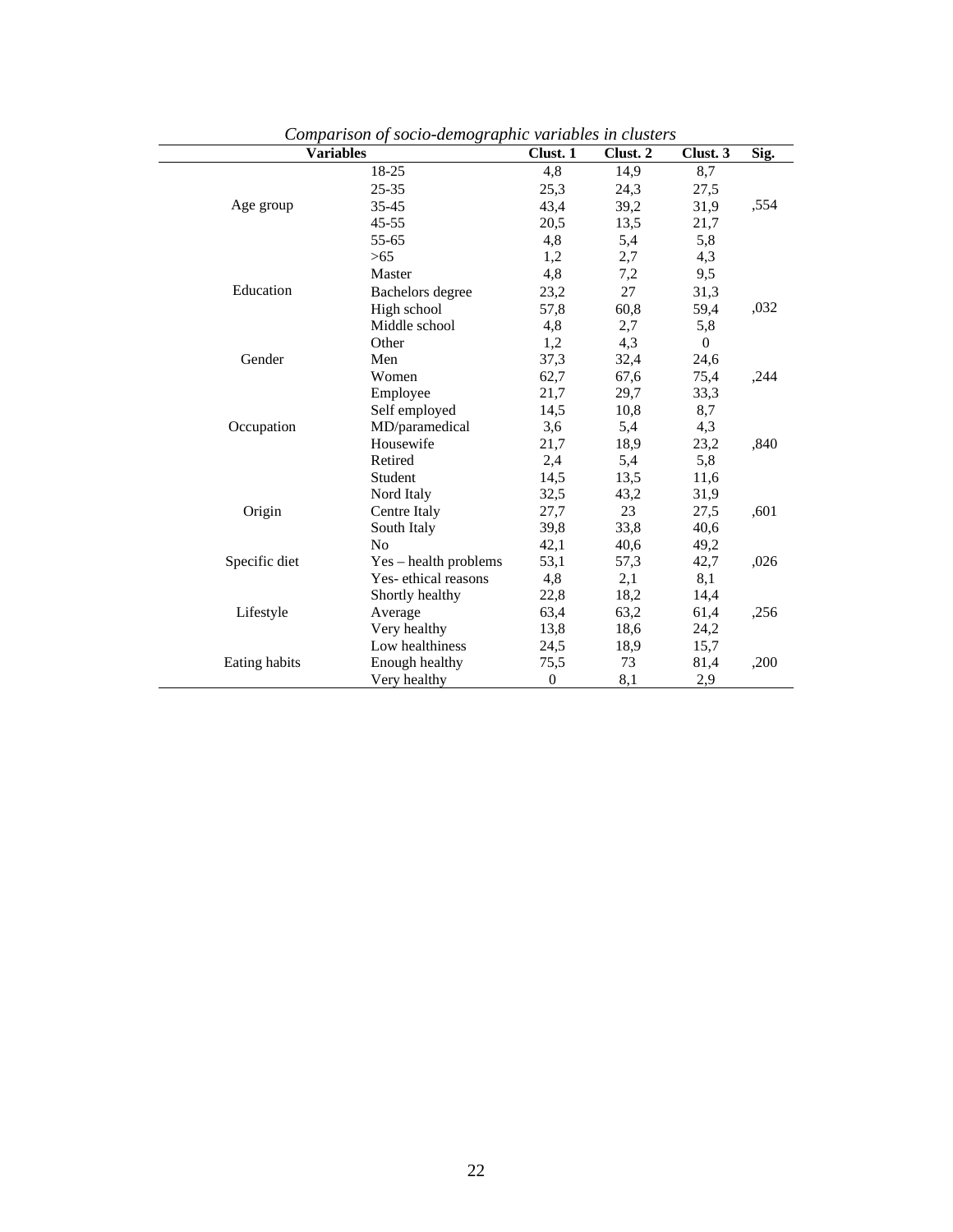*Comparison of socio-demographic variables in clusters*

| Variables | | Clust. 1 | Clust. 2 | Clust. 3 | Sig. |
|---|---|---|---|---|---|
| Age group | 18-25 | 4,8 | 14,9 | 8,7 | ,554 |
| | 25-35 | 25,3 | 24,3 | 27,5 | |
| | 35-45 | 43,4 | 39,2 | 31,9 | |
| | 45-55 | 20,5 | 13,5 | 21,7 | |
| | 55-65 | 4,8 | 5,4 | 5,8 | |
| | >65 | 1,2 | 2,7 | 4,3 | |
| Education | Master | 4,8 | 7,2 | 9,5 | ,032 |
| | Bachelors degree | 23,2 | 27 | 31,3 | |
| | High school | 57,8 | 60,8 | 59,4 | |
| | Middle school | 4,8 | 2,7 | 5,8 | |
| | Other | 1,2 | 4,3 | 0 | |
| Gender | Men | 37,3 | 32,4 | 24,6 | ,244 |
| | Women | 62,7 | 67,6 | 75,4 | |
| Occupation | Employee | 21,7 | 29,7 | 33,3 | ,840 |
| | Self employed | 14,5 | 10,8 | 8,7 | |
| | MD/paramedical | 3,6 | 5,4 | 4,3 | |
| | Housewife | 21,7 | 18,9 | 23,2 | |
| | Retired | 2,4 | 5,4 | 5,8 | |
| | Student | 14,5 | 13,5 | 11,6 | |
| Origin | Nord Italy | 32,5 | 43,2 | 31,9 | ,601 |
| | Centre Italy | 27,7 | 23 | 27,5 | |
| | South Italy | 39,8 | 33,8 | 40,6 | |
| Specific diet | No | 42,1 | 40,6 | 49,2 | ,026 |
| | Yes – health problems | 53,1 | 57,3 | 42,7 | |
| | Yes- ethical reasons | 4,8 | 2,1 | 8,1 | |
| Lifestyle | Shortly healthy | 22,8 | 18,2 | 14,4 | ,256 |
| | Average | 63,4 | 63,2 | 61,4 | |
| | Very healthy | 13,8 | 18,6 | 24,2 | |
| Eating habits | Low healthiness | 24,5 | 18,9 | 15,7 | ,200 |
| | Enough healthy | 75,5 | 73 | 81,4 | |
| | Very healthy | 0 | 8,1 | 2,9 | |